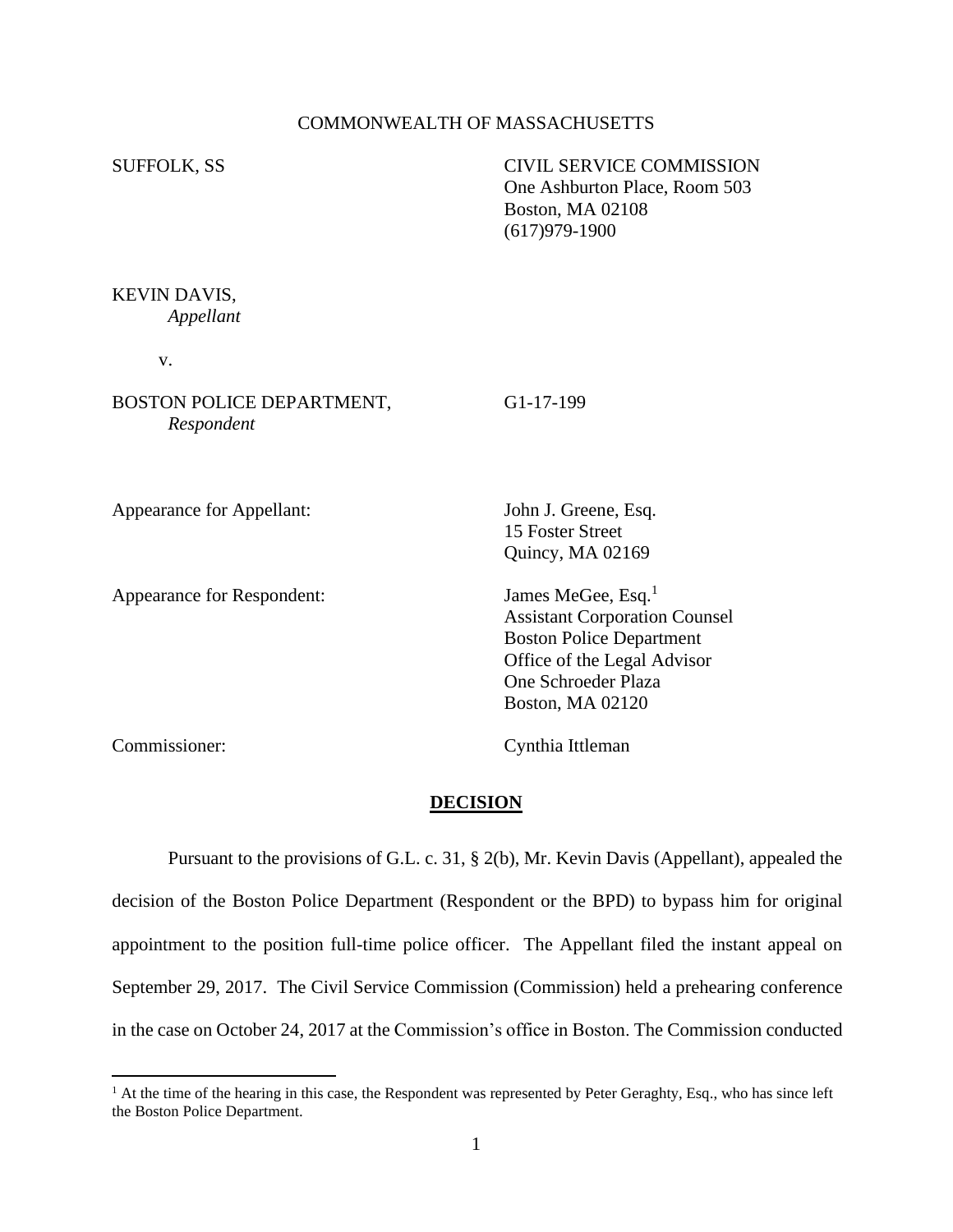COMMONWEALTH OF MASSACHUSETTS

SUFFOLK, SS

CIVIL SERVICE COMMISSION
One Ashburton Place, Room 503
Boston, MA 02108
(617)979-1900

KEVIN DAVIS,
*Appellant*

v.

BOSTON POLICE DEPARTMENT,
*Respondent*

G1-17-199

Appearance for Appellant:

John J. Greene, Esq.
15 Foster Street
Quincy, MA 02169

Appearance for Respondent:

James MeGee, Esq.[1]
Assistant Corporation Counsel
Boston Police Department
Office of the Legal Advisor
One Schroeder Plaza
Boston, MA 02120

Commissioner:

Cynthia Ittleman

## DECISION

Pursuant to the provisions of G.L. c. 31, § 2(b), Mr. Kevin Davis (Appellant), appealed the decision of the Boston Police Department (Respondent or the BPD) to bypass him for original appointment to the position full-time police officer. The Appellant filed the instant appeal on September 29, 2017. The Civil Service Commission (Commission) held a prehearing conference in the case on October 24, 2017 at the Commission's office in Boston. The Commission conducted

[1] At the time of the hearing in this case, the Respondent was represented by Peter Geraghty, Esq., who has since left the Boston Police Department.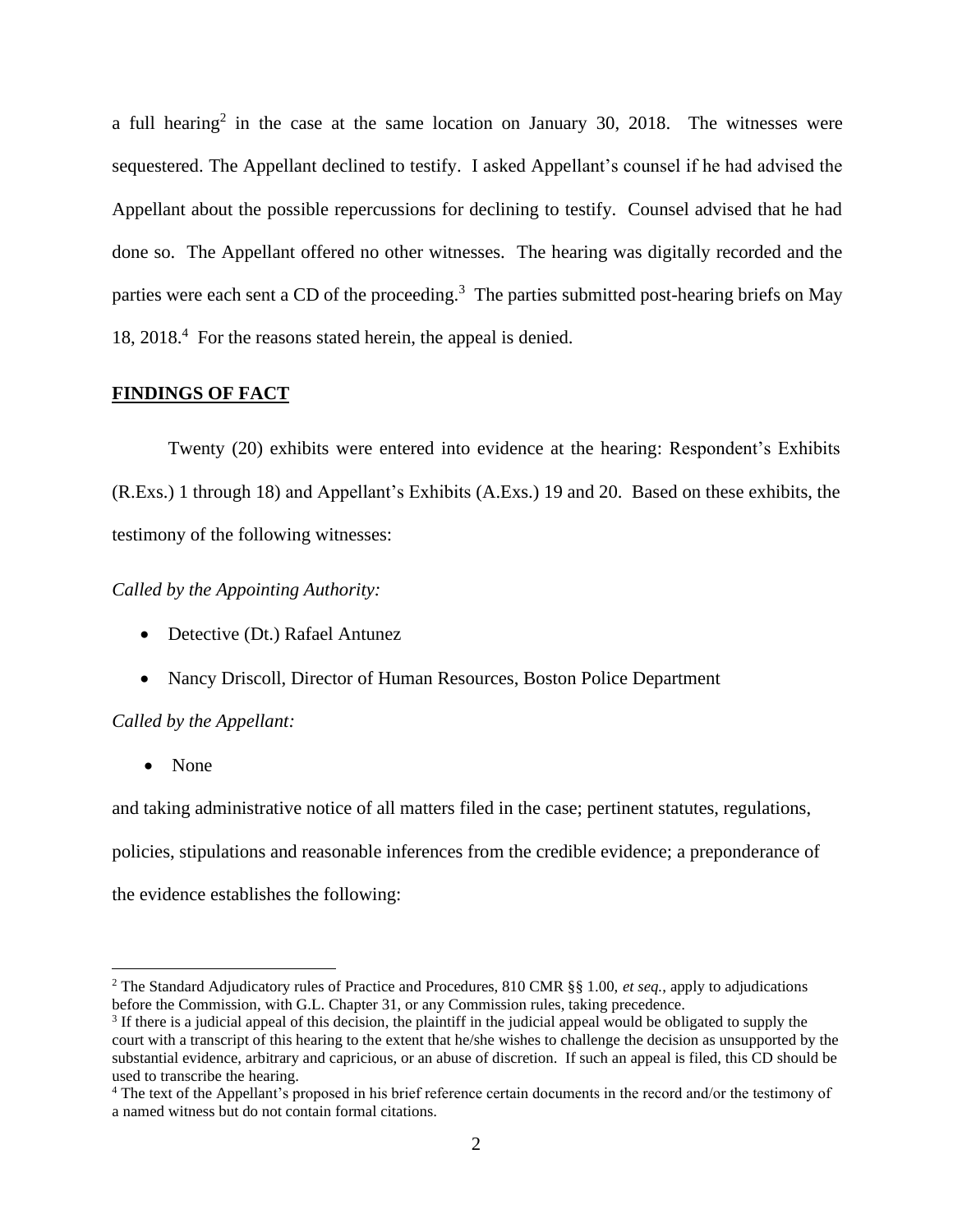a full hearing[2] in the case at the same location on January 30, 2018. The witnesses were sequestered. The Appellant declined to testify. I asked Appellant's counsel if he had advised the Appellant about the possible repercussions for declining to testify. Counsel advised that he had done so. The Appellant offered no other witnesses. The hearing was digitally recorded and the parties were each sent a CD of the proceeding.[3] The parties submitted post-hearing briefs on May 18, 2018.[4] For the reasons stated herein, the appeal is denied.

**FINDINGS OF FACT**

Twenty (20) exhibits were entered into evidence at the hearing: Respondent's Exhibits (R.Exs.) 1 through 18) and Appellant's Exhibits (A.Exs.) 19 and 20. Based on these exhibits, the testimony of the following witnesses:

*Called by the Appointing Authority:*

- Detective (Dt.) Rafael Antunez
- Nancy Driscoll, Director of Human Resources, Boston Police Department

*Called by the Appellant:*

- None

and taking administrative notice of all matters filed in the case; pertinent statutes, regulations, policies, stipulations and reasonable inferences from the credible evidence; a preponderance of the evidence establishes the following:

---

[2] The Standard Adjudicatory rules of Practice and Procedures, 810 CMR §§ 1.00, *et seq.*, apply to adjudications before the Commission, with G.L. Chapter 31, or any Commission rules, taking precedence.

[3] If there is a judicial appeal of this decision, the plaintiff in the judicial appeal would be obligated to supply the court with a transcript of this hearing to the extent that he/she wishes to challenge the decision as unsupported by the substantial evidence, arbitrary and capricious, or an abuse of discretion. If such an appeal is filed, this CD should be used to transcribe the hearing.

[4] The text of the Appellant's proposed in his brief reference certain documents in the record and/or the testimony of a named witness but do not contain formal citations.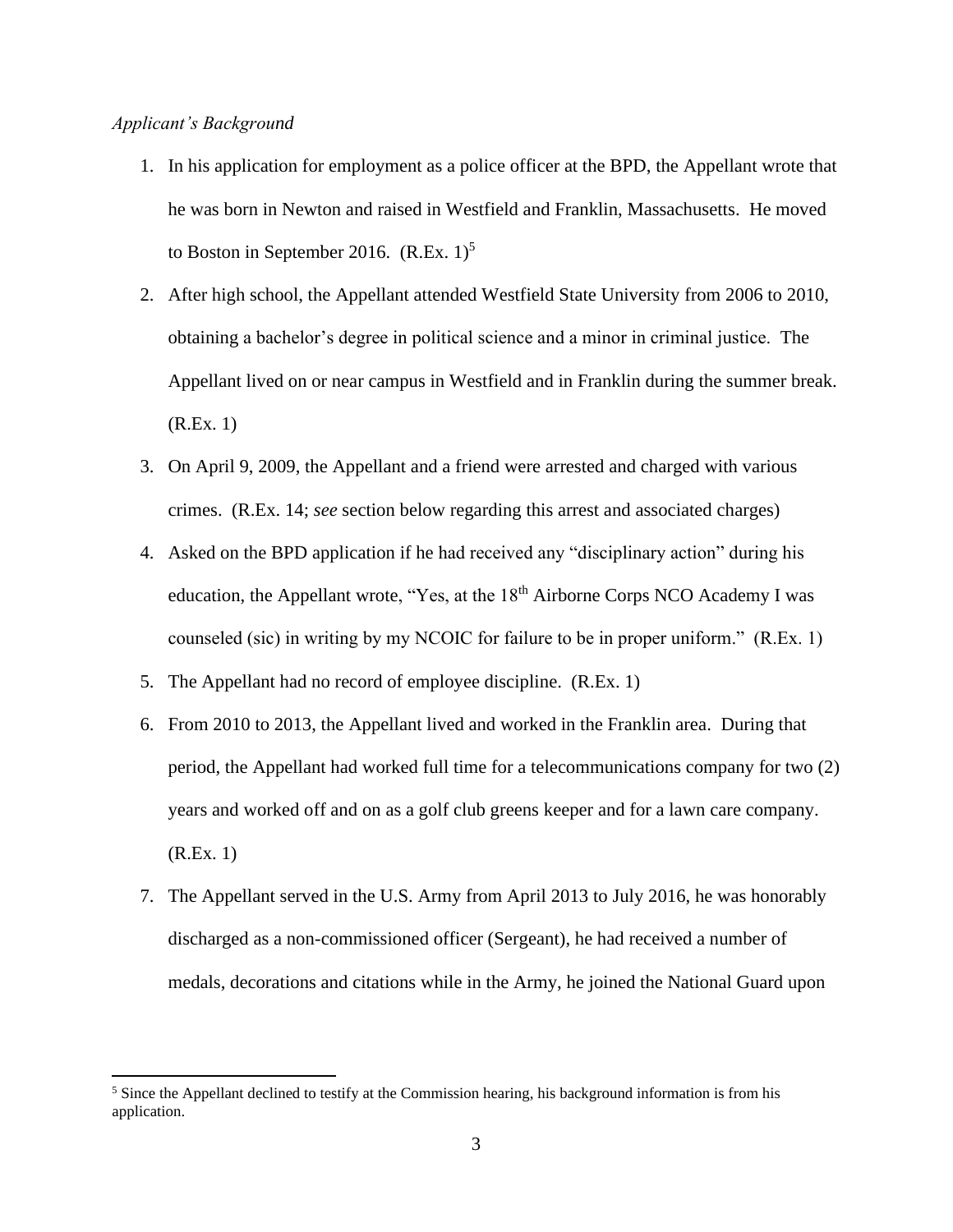*Applicant's Background*

1. In his application for employment as a police officer at the BPD, the Appellant wrote that he was born in Newton and raised in Westfield and Franklin, Massachusetts. He moved to Boston in September 2016. (R.Ex. 1)[5]

2. After high school, the Appellant attended Westfield State University from 2006 to 2010, obtaining a bachelor's degree in political science and a minor in criminal justice. The Appellant lived on or near campus in Westfield and in Franklin during the summer break. (R.Ex. 1)

3. On April 9, 2009, the Appellant and a friend were arrested and charged with various crimes. (R.Ex. 14; *see* section below regarding this arrest and associated charges)

4. Asked on the BPD application if he had received any "disciplinary action" during his education, the Appellant wrote, "Yes, at the 18th Airborne Corps NCO Academy I was counseled (sic) in writing by my NCOIC for failure to be in proper uniform." (R.Ex. 1)

5. The Appellant had no record of employee discipline. (R.Ex. 1)

6. From 2010 to 2013, the Appellant lived and worked in the Franklin area. During that period, the Appellant had worked full time for a telecommunications company for two (2) years and worked off and on as a golf club greens keeper and for a lawn care company. (R.Ex. 1)

7. The Appellant served in the U.S. Army from April 2013 to July 2016, he was honorably discharged as a non-commissioned officer (Sergeant), he had received a number of medals, decorations and citations while in the Army, he joined the National Guard upon

[5] Since the Appellant declined to testify at the Commission hearing, his background information is from his application.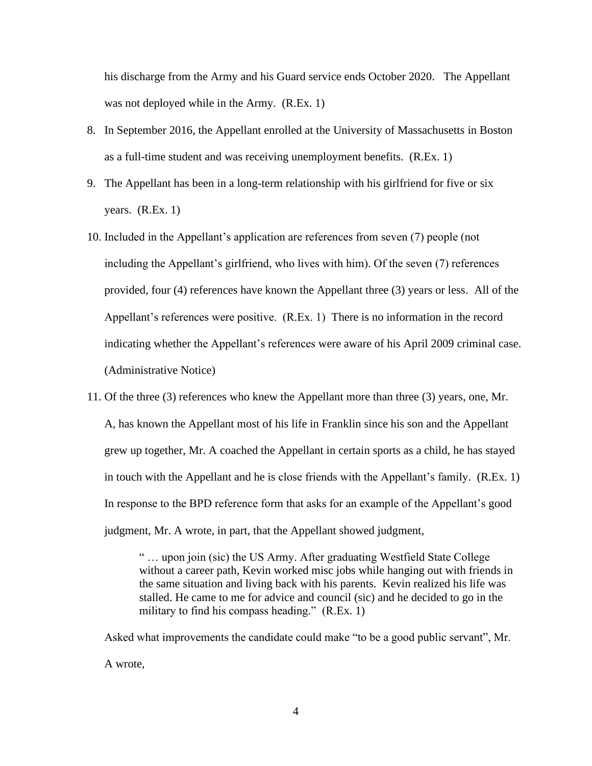his discharge from the Army and his Guard service ends October 2020. The Appellant was not deployed while in the Army. (R.Ex. 1)

8. In September 2016, the Appellant enrolled at the University of Massachusetts in Boston as a full-time student and was receiving unemployment benefits. (R.Ex. 1)

9. The Appellant has been in a long-term relationship with his girlfriend for five or six years. (R.Ex. 1)

10. Included in the Appellant's application are references from seven (7) people (not including the Appellant's girlfriend, who lives with him). Of the seven (7) references provided, four (4) references have known the Appellant three (3) years or less. All of the Appellant's references were positive. (R.Ex. 1) There is no information in the record indicating whether the Appellant's references were aware of his April 2009 criminal case. (Administrative Notice)

11. Of the three (3) references who knew the Appellant more than three (3) years, one, Mr. A, has known the Appellant most of his life in Franklin since his son and the Appellant grew up together, Mr. A coached the Appellant in certain sports as a child, he has stayed in touch with the Appellant and he is close friends with the Appellant's family. (R.Ex. 1) In response to the BPD reference form that asks for an example of the Appellant's good judgment, Mr. A wrote, in part, that the Appellant showed judgment,

    > " … upon join (sic) the US Army. After graduating Westfield State College without a career path, Kevin worked misc jobs while hanging out with friends in the same situation and living back with his parents. Kevin realized his life was stalled. He came to me for advice and council (sic) and he decided to go in the military to find his compass heading." (R.Ex. 1)

    Asked what improvements the candidate could make "to be a good public servant", Mr. A wrote,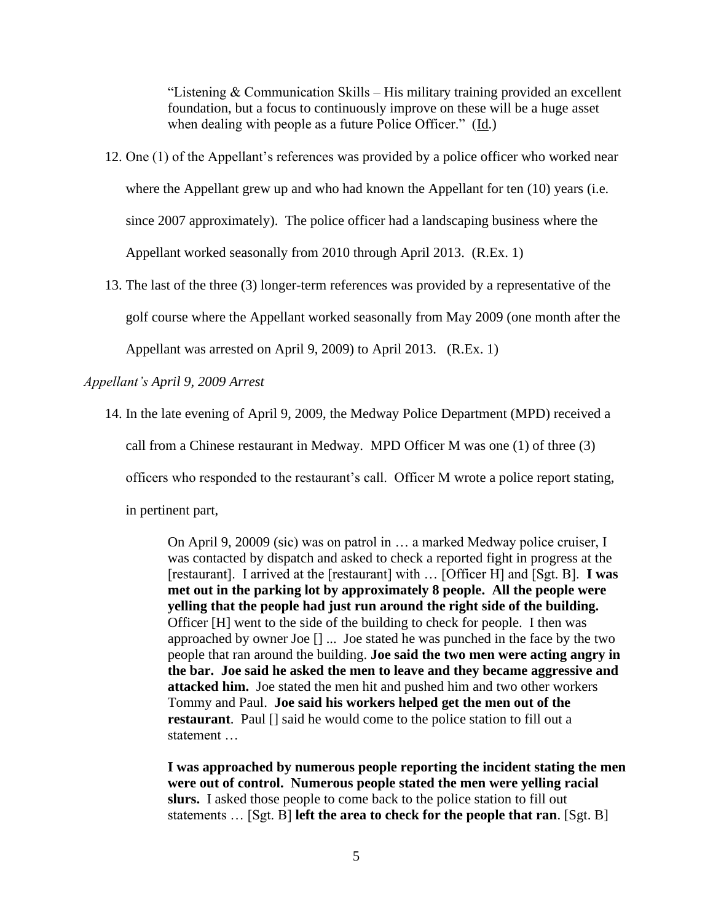> "Listening & Communication Skills – His military training provided an excellent foundation, but a focus to continuously improve on these will be a huge asset when dealing with people as a future Police Officer." (Id.)

12. One (1) of the Appellant's references was provided by a police officer who worked near where the Appellant grew up and who had known the Appellant for ten (10) years (i.e. since 2007 approximately). The police officer had a landscaping business where the Appellant worked seasonally from 2010 through April 2013. (R.Ex. 1)

13. The last of the three (3) longer-term references was provided by a representative of the golf course where the Appellant worked seasonally from May 2009 (one month after the Appellant was arrested on April 9, 2009) to April 2013. (R.Ex. 1)

*Appellant's April 9, 2009 Arrest*

14. In the late evening of April 9, 2009, the Medway Police Department (MPD) received a call from a Chinese restaurant in Medway. MPD Officer M was one (1) of three (3) officers who responded to the restaurant's call. Officer M wrote a police report stating, in pertinent part,

> On April 9, 20009 (sic) was on patrol in … a marked Medway police cruiser, I was contacted by dispatch and asked to check a reported fight in progress at the [restaurant]. I arrived at the [restaurant] with … [Officer H] and [Sgt. B]. **I was met out in the parking lot by approximately 8 people. All the people were yelling that the people had just run around the right side of the building.** Officer [H] went to the side of the building to check for people. I then was approached by owner Joe [] ... Joe stated he was punched in the face by the two people that ran around the building. **Joe said the two men were acting angry in the bar. Joe said he asked the men to leave and they became aggressive and attacked him.** Joe stated the men hit and pushed him and two other workers Tommy and Paul. **Joe said his workers helped get the men out of the restaurant**. Paul [] said he would come to the police station to fill out a statement …
>
> **I was approached by numerous people reporting the incident stating the men were out of control. Numerous people stated the men were yelling racial slurs.** I asked those people to come back to the police station to fill out statements … [Sgt. B] **left the area to check for the people that ran**. [Sgt. B]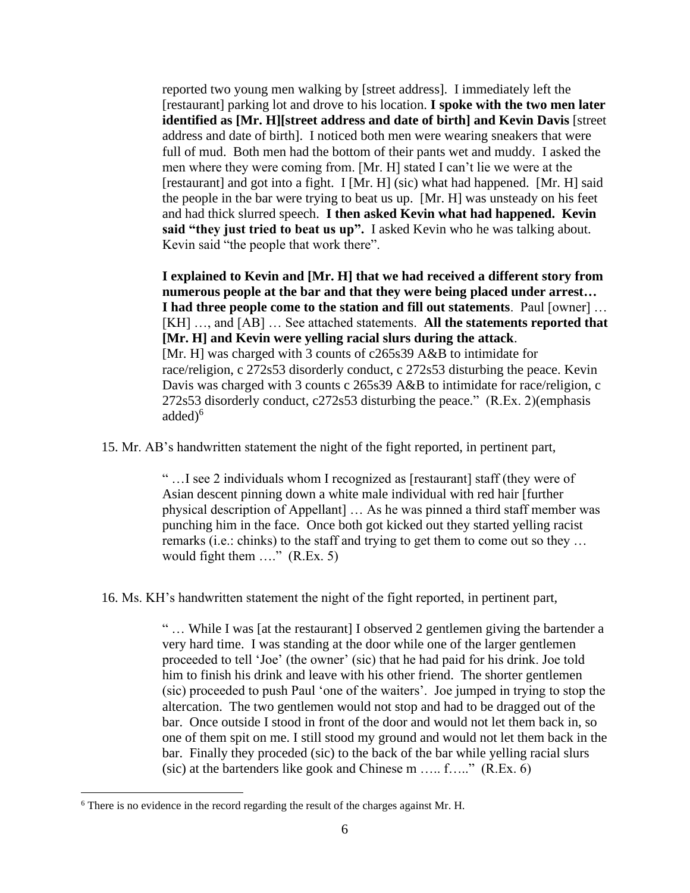reported two young men walking by [street address]. I immediately left the [restaurant] parking lot and drove to his location. **I spoke with the two men later identified as [Mr. H][street address and date of birth] and Kevin Davis** [street address and date of birth]. I noticed both men were wearing sneakers that were full of mud. Both men had the bottom of their pants wet and muddy. I asked the men where they were coming from. [Mr. H] stated I can't lie we were at the [restaurant] and got into a fight. I [Mr. H] (sic) what had happened. [Mr. H] said the people in the bar were trying to beat us up. [Mr. H] was unsteady on his feet and had thick slurred speech. **I then asked Kevin what had happened. Kevin said "they just tried to beat us up".** I asked Kevin who he was talking about. Kevin said "the people that work there".

> **I explained to Kevin and [Mr. H] that we had received a different story from numerous people at the bar and that they were being placed under arrest… I had three people come to the station and fill out statements**. Paul [owner] … [KH] …, and [AB] … See attached statements. **All the statements reported that [Mr. H] and Kevin were yelling racial slurs during the attack**. [Mr. H] was charged with 3 counts of c265s39 A&B to intimidate for race/religion, c 272s53 disorderly conduct, c 272s53 disturbing the peace. Kevin Davis was charged with 3 counts c 265s39 A&B to intimidate for race/religion, c 272s53 disorderly conduct, c272s53 disturbing the peace." (R.Ex. 2)(emphasis added)[6]

15. Mr. AB's handwritten statement the night of the fight reported, in pertinent part,

> " …I see 2 individuals whom I recognized as [restaurant] staff (they were of Asian descent pinning down a white male individual with red hair [further physical description of Appellant] … As he was pinned a third staff member was punching him in the face. Once both got kicked out they started yelling racist remarks (i.e.: chinks) to the staff and trying to get them to come out so they … would fight them …." (R.Ex. 5)

16. Ms. KH's handwritten statement the night of the fight reported, in pertinent part,

> " … While I was [at the restaurant] I observed 2 gentlemen giving the bartender a very hard time. I was standing at the door while one of the larger gentlemen proceeded to tell 'Joe' (the owner' (sic) that he had paid for his drink. Joe told him to finish his drink and leave with his other friend. The shorter gentlemen (sic) proceeded to push Paul 'one of the waiters'. Joe jumped in trying to stop the altercation. The two gentlemen would not stop and had to be dragged out of the bar. Once outside I stood in front of the door and would not let them back in, so one of them spit on me. I still stood my ground and would not let them back in the bar. Finally they proceded (sic) to the back of the bar while yelling racial slurs (sic) at the bartenders like gook and Chinese m ….. f….." (R.Ex. 6)

[6] There is no evidence in the record regarding the result of the charges against Mr. H.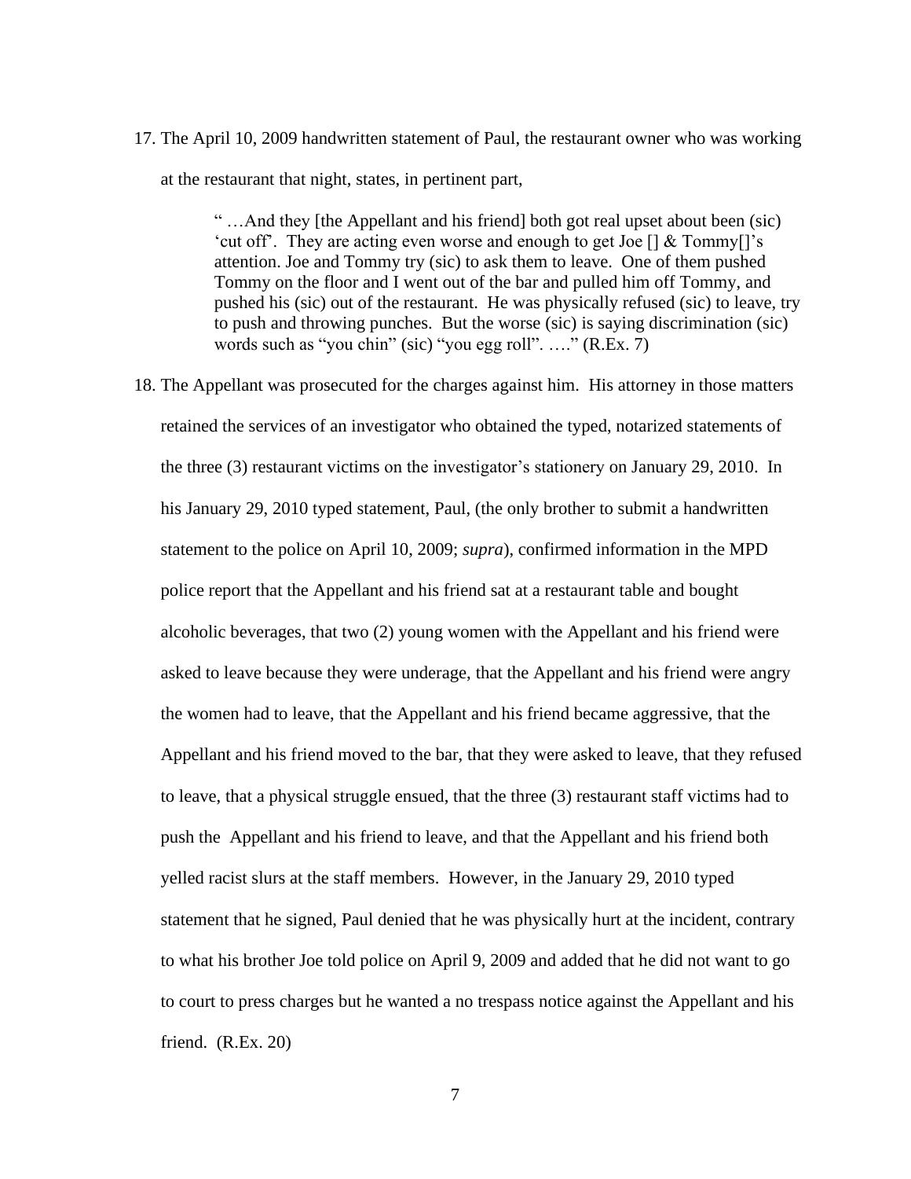17. The April 10, 2009 handwritten statement of Paul, the restaurant owner who was working at the restaurant that night, states, in pertinent part,

> " …And they [the Appellant and his friend] both got real upset about been (sic) 'cut off'. They are acting even worse and enough to get Joe [] & Tommy[]'s attention. Joe and Tommy try (sic) to ask them to leave. One of them pushed Tommy on the floor and I went out of the bar and pulled him off Tommy, and pushed his (sic) out of the restaurant. He was physically refused (sic) to leave, try to push and throwing punches. But the worse (sic) is saying discrimination (sic) words such as "you chin" (sic) "you egg roll". …." (R.Ex. 7)

18. The Appellant was prosecuted for the charges against him. His attorney in those matters retained the services of an investigator who obtained the typed, notarized statements of the three (3) restaurant victims on the investigator's stationery on January 29, 2010. In his January 29, 2010 typed statement, Paul, (the only brother to submit a handwritten statement to the police on April 10, 2009; *supra*), confirmed information in the MPD police report that the Appellant and his friend sat at a restaurant table and bought alcoholic beverages, that two (2) young women with the Appellant and his friend were asked to leave because they were underage, that the Appellant and his friend were angry the women had to leave, that the Appellant and his friend became aggressive, that the Appellant and his friend moved to the bar, that they were asked to leave, that they refused to leave, that a physical struggle ensued, that the three (3) restaurant staff victims had to push the Appellant and his friend to leave, and that the Appellant and his friend both yelled racist slurs at the staff members. However, in the January 29, 2010 typed statement that he signed, Paul denied that he was physically hurt at the incident, contrary to what his brother Joe told police on April 9, 2009 and added that he did not want to go to court to press charges but he wanted a no trespass notice against the Appellant and his friend. (R.Ex. 20)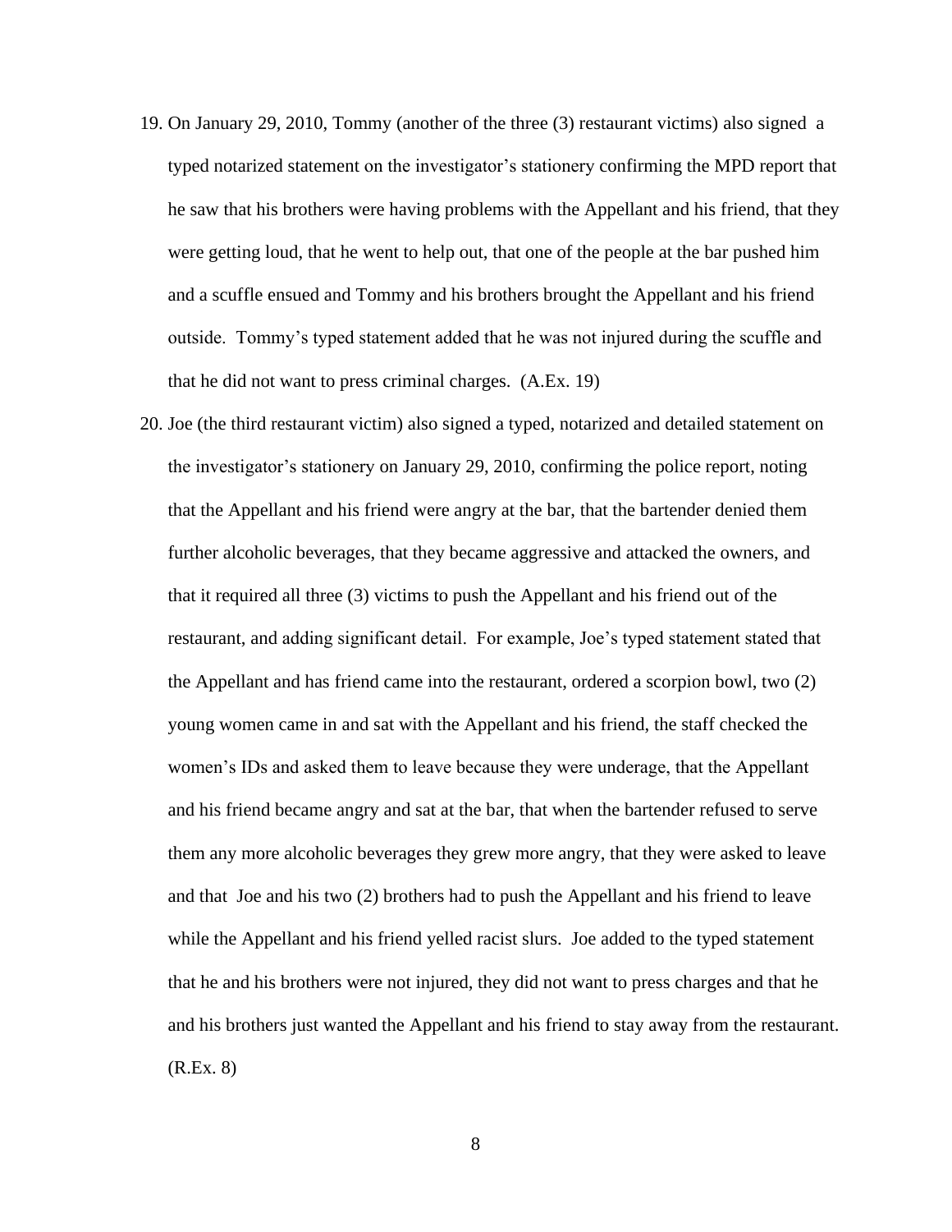19. On January 29, 2010, Tommy (another of the three (3) restaurant victims) also signed a typed notarized statement on the investigator's stationery confirming the MPD report that he saw that his brothers were having problems with the Appellant and his friend, that they were getting loud, that he went to help out, that one of the people at the bar pushed him and a scuffle ensued and Tommy and his brothers brought the Appellant and his friend outside. Tommy's typed statement added that he was not injured during the scuffle and that he did not want to press criminal charges. (A.Ex. 19)

20. Joe (the third restaurant victim) also signed a typed, notarized and detailed statement on the investigator's stationery on January 29, 2010, confirming the police report, noting that the Appellant and his friend were angry at the bar, that the bartender denied them further alcoholic beverages, that they became aggressive and attacked the owners, and that it required all three (3) victims to push the Appellant and his friend out of the restaurant, and adding significant detail. For example, Joe's typed statement stated that the Appellant and has friend came into the restaurant, ordered a scorpion bowl, two (2) young women came in and sat with the Appellant and his friend, the staff checked the women's IDs and asked them to leave because they were underage, that the Appellant and his friend became angry and sat at the bar, that when the bartender refused to serve them any more alcoholic beverages they grew more angry, that they were asked to leave and that Joe and his two (2) brothers had to push the Appellant and his friend to leave while the Appellant and his friend yelled racist slurs. Joe added to the typed statement that he and his brothers were not injured, they did not want to press charges and that he and his brothers just wanted the Appellant and his friend to stay away from the restaurant. (R.Ex. 8)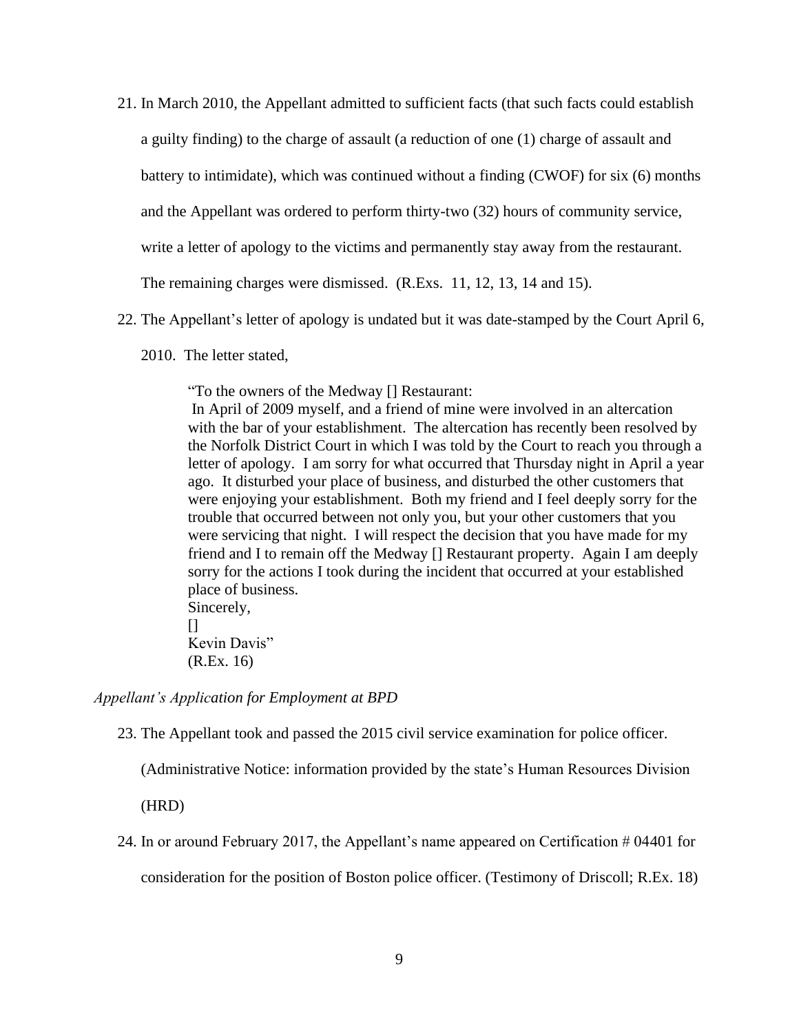21. In March 2010, the Appellant admitted to sufficient facts (that such facts could establish a guilty finding) to the charge of assault (a reduction of one (1) charge of assault and battery to intimidate), which was continued without a finding (CWOF) for six (6) months and the Appellant was ordered to perform thirty-two (32) hours of community service, write a letter of apology to the victims and permanently stay away from the restaurant. The remaining charges were dismissed. (R.Exs. 11, 12, 13, 14 and 15).

22. The Appellant's letter of apology is undated but it was date-stamped by the Court April 6, 2010. The letter stated,

> "To the owners of the Medway [] Restaurant:
> In April of 2009 myself, and a friend of mine were involved in an altercation with the bar of your establishment. The altercation has recently been resolved by the Norfolk District Court in which I was told by the Court to reach you through a letter of apology. I am sorry for what occurred that Thursday night in April a year ago. It disturbed your place of business, and disturbed the other customers that were enjoying your establishment. Both my friend and I feel deeply sorry for the trouble that occurred between not only you, but your other customers that you were servicing that night. I will respect the decision that you have made for my friend and I to remain off the Medway [] Restaurant property. Again I am deeply sorry for the actions I took during the incident that occurred at your established place of business.
> Sincerely,
> []
> Kevin Davis"
> (R.Ex. 16)

*Appellant's Application for Employment at BPD*

23. The Appellant took and passed the 2015 civil service examination for police officer. (Administrative Notice: information provided by the state's Human Resources Division (HRD)

24. In or around February 2017, the Appellant's name appeared on Certification # 04401 for consideration for the position of Boston police officer. (Testimony of Driscoll; R.Ex. 18)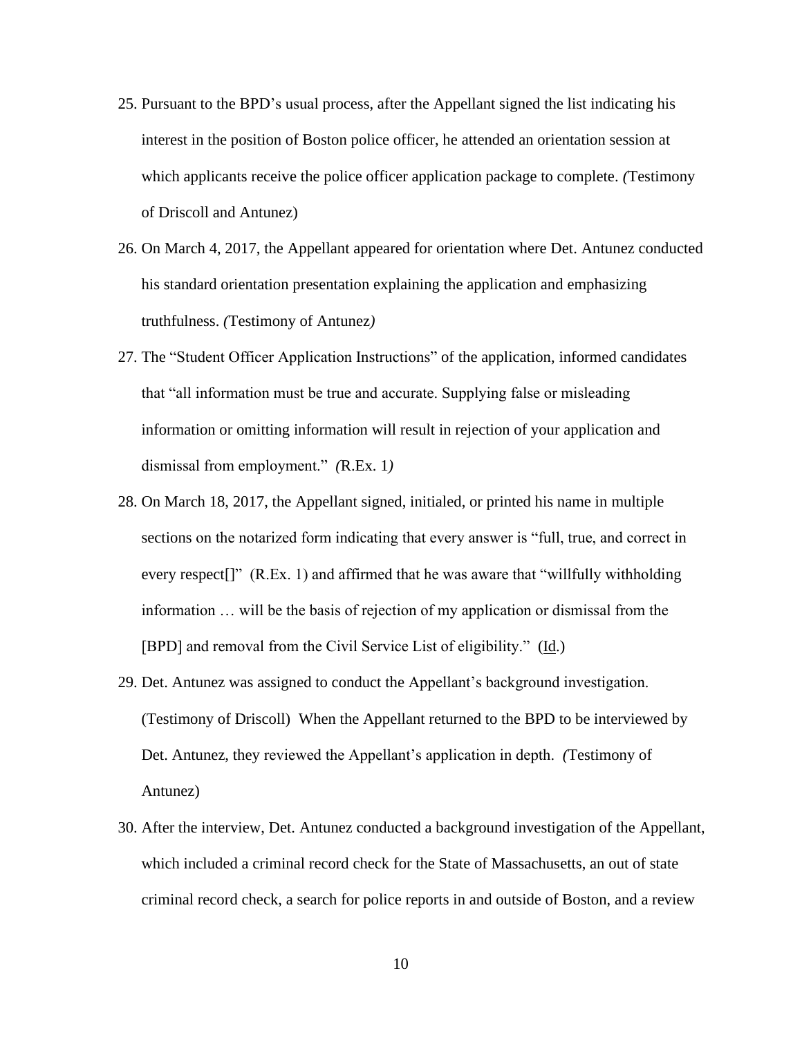25. Pursuant to the BPD's usual process, after the Appellant signed the list indicating his interest in the position of Boston police officer, he attended an orientation session at which applicants receive the police officer application package to complete. *(*Testimony of Driscoll and Antunez)

26. On March 4, 2017, the Appellant appeared for orientation where Det. Antunez conducted his standard orientation presentation explaining the application and emphasizing truthfulness. *(*Testimony of Antunez*)*

27. The "Student Officer Application Instructions" of the application, informed candidates that "all information must be true and accurate. Supplying false or misleading information or omitting information will result in rejection of your application and dismissal from employment." *(*R.Ex. 1*)*

28. On March 18, 2017, the Appellant signed, initialed, or printed his name in multiple sections on the notarized form indicating that every answer is "full, true, and correct in every respect[]" (R.Ex. 1) and affirmed that he was aware that "willfully withholding information … will be the basis of rejection of my application or dismissal from the [BPD] and removal from the Civil Service List of eligibility." (Id.)

29. Det. Antunez was assigned to conduct the Appellant's background investigation. (Testimony of Driscoll) When the Appellant returned to the BPD to be interviewed by Det. Antunez, they reviewed the Appellant's application in depth. *(*Testimony of Antunez)

30. After the interview, Det. Antunez conducted a background investigation of the Appellant, which included a criminal record check for the State of Massachusetts, an out of state criminal record check, a search for police reports in and outside of Boston, and a review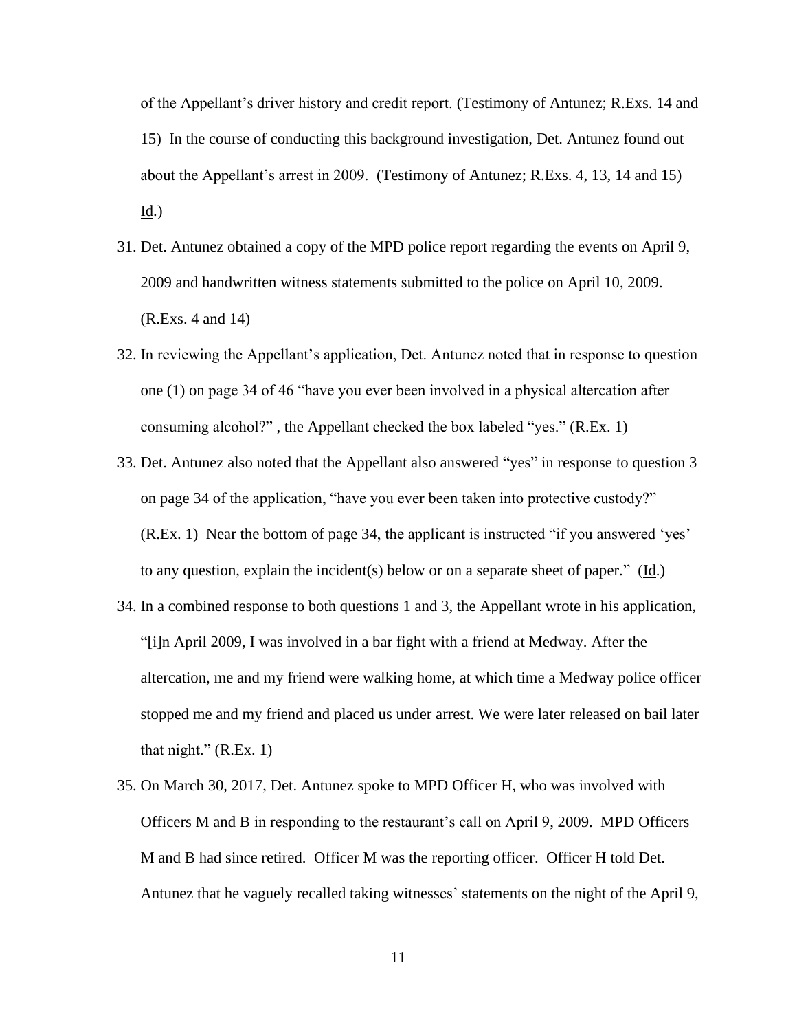of the Appellant's driver history and credit report. (Testimony of Antunez; R.Exs. 14 and 15) In the course of conducting this background investigation, Det. Antunez found out about the Appellant's arrest in 2009. (Testimony of Antunez; R.Exs. 4, 13, 14 and 15) Id.)

31. Det. Antunez obtained a copy of the MPD police report regarding the events on April 9, 2009 and handwritten witness statements submitted to the police on April 10, 2009. (R.Exs. 4 and 14)
32. In reviewing the Appellant's application, Det. Antunez noted that in response to question one (1) on page 34 of 46 "have you ever been involved in a physical altercation after consuming alcohol?" , the Appellant checked the box labeled "yes." (R.Ex. 1)
33. Det. Antunez also noted that the Appellant also answered "yes" in response to question 3 on page 34 of the application, "have you ever been taken into protective custody?" (R.Ex. 1) Near the bottom of page 34, the applicant is instructed "if you answered 'yes' to any question, explain the incident(s) below or on a separate sheet of paper." (Id.)
34. In a combined response to both questions 1 and 3, the Appellant wrote in his application, "[i]n April 2009, I was involved in a bar fight with a friend at Medway. After the altercation, me and my friend were walking home, at which time a Medway police officer stopped me and my friend and placed us under arrest. We were later released on bail later that night." (R.Ex. 1)
35. On March 30, 2017, Det. Antunez spoke to MPD Officer H, who was involved with Officers M and B in responding to the restaurant's call on April 9, 2009. MPD Officers M and B had since retired. Officer M was the reporting officer. Officer H told Det. Antunez that he vaguely recalled taking witnesses' statements on the night of the April 9,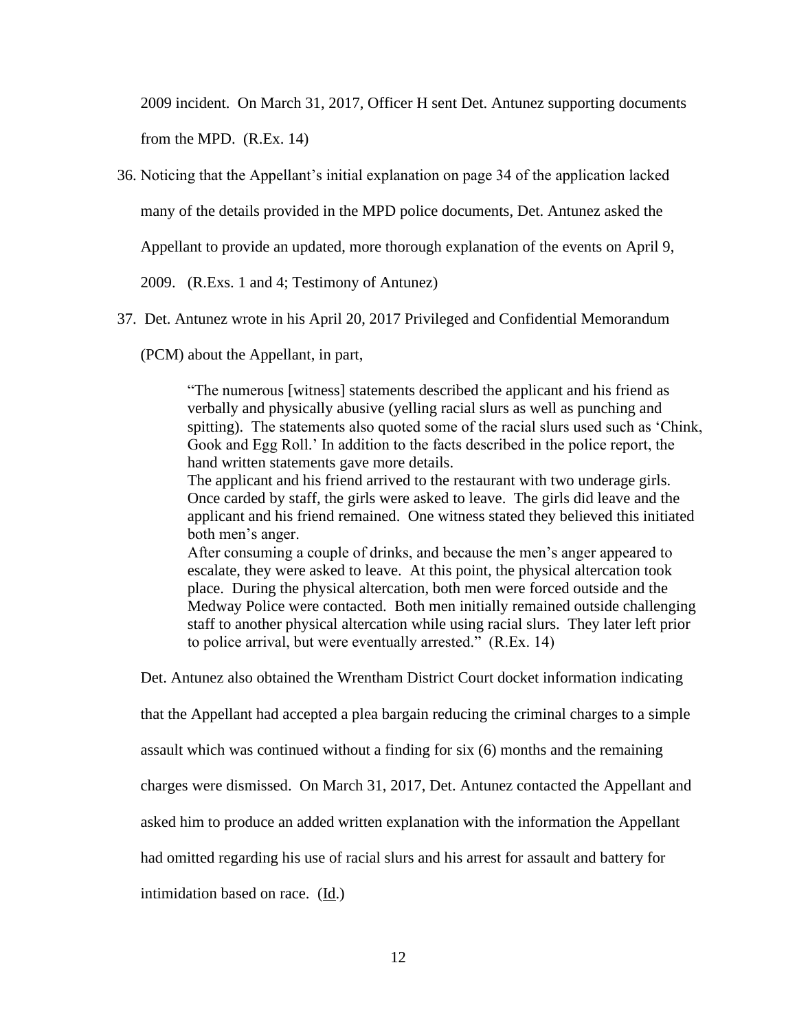2009 incident. On March 31, 2017, Officer H sent Det. Antunez supporting documents from the MPD. (R.Ex. 14)

36. Noticing that the Appellant's initial explanation on page 34 of the application lacked many of the details provided in the MPD police documents, Det. Antunez asked the Appellant to provide an updated, more thorough explanation of the events on April 9, 2009. (R.Exs. 1 and 4; Testimony of Antunez)

37. Det. Antunez wrote in his April 20, 2017 Privileged and Confidential Memorandum (PCM) about the Appellant, in part,

> "The numerous [witness] statements described the applicant and his friend as verbally and physically abusive (yelling racial slurs as well as punching and spitting). The statements also quoted some of the racial slurs used such as 'Chink, Gook and Egg Roll.' In addition to the facts described in the police report, the hand written statements gave more details.
>
> The applicant and his friend arrived to the restaurant with two underage girls. Once carded by staff, the girls were asked to leave. The girls did leave and the applicant and his friend remained. One witness stated they believed this initiated both men's anger.
>
> After consuming a couple of drinks, and because the men's anger appeared to escalate, they were asked to leave. At this point, the physical altercation took place. During the physical altercation, both men were forced outside and the Medway Police were contacted. Both men initially remained outside challenging staff to another physical altercation while using racial slurs. They later left prior to police arrival, but were eventually arrested." (R.Ex. 14)

Det. Antunez also obtained the Wrentham District Court docket information indicating that the Appellant had accepted a plea bargain reducing the criminal charges to a simple assault which was continued without a finding for six (6) months and the remaining charges were dismissed. On March 31, 2017, Det. Antunez contacted the Appellant and asked him to produce an added written explanation with the information the Appellant had omitted regarding his use of racial slurs and his arrest for assault and battery for intimidation based on race. (Id.)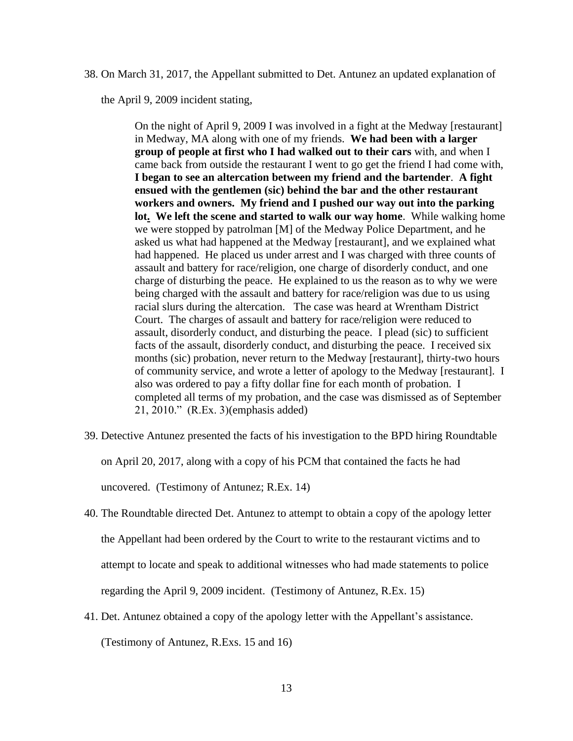38. On March 31, 2017, the Appellant submitted to Det. Antunez an updated explanation of the April 9, 2009 incident stating,

> On the night of April 9, 2009 I was involved in a fight at the Medway [restaurant] in Medway, MA along with one of my friends. **We had been with a larger group of people at first who I had walked out to their cars** with, and when I came back from outside the restaurant I went to go get the friend I had come with, **I began to see an altercation between my friend and the bartender**. **A fight ensued with the gentlemen (sic) behind the bar and the other restaurant workers and owners. My friend and I pushed our way out into the parking lot. We left the scene and started to walk our way home**. While walking home we were stopped by patrolman [M] of the Medway Police Department, and he asked us what had happened at the Medway [restaurant], and we explained what had happened. He placed us under arrest and I was charged with three counts of assault and battery for race/religion, one charge of disorderly conduct, and one charge of disturbing the peace. He explained to us the reason as to why we were being charged with the assault and battery for race/religion was due to us using racial slurs during the altercation. The case was heard at Wrentham District Court. The charges of assault and battery for race/religion were reduced to assault, disorderly conduct, and disturbing the peace. I plead (sic) to sufficient facts of the assault, disorderly conduct, and disturbing the peace. I received six months (sic) probation, never return to the Medway [restaurant], thirty-two hours of community service, and wrote a letter of apology to the Medway [restaurant]. I also was ordered to pay a fifty dollar fine for each month of probation. I completed all terms of my probation, and the case was dismissed as of September 21, 2010." (R.Ex. 3)(emphasis added)

39. Detective Antunez presented the facts of his investigation to the BPD hiring Roundtable on April 20, 2017, along with a copy of his PCM that contained the facts he had uncovered. (Testimony of Antunez; R.Ex. 14)

40. The Roundtable directed Det. Antunez to attempt to obtain a copy of the apology letter the Appellant had been ordered by the Court to write to the restaurant victims and to attempt to locate and speak to additional witnesses who had made statements to police regarding the April 9, 2009 incident. (Testimony of Antunez, R.Ex. 15)

41. Det. Antunez obtained a copy of the apology letter with the Appellant's assistance. (Testimony of Antunez, R.Exs. 15 and 16)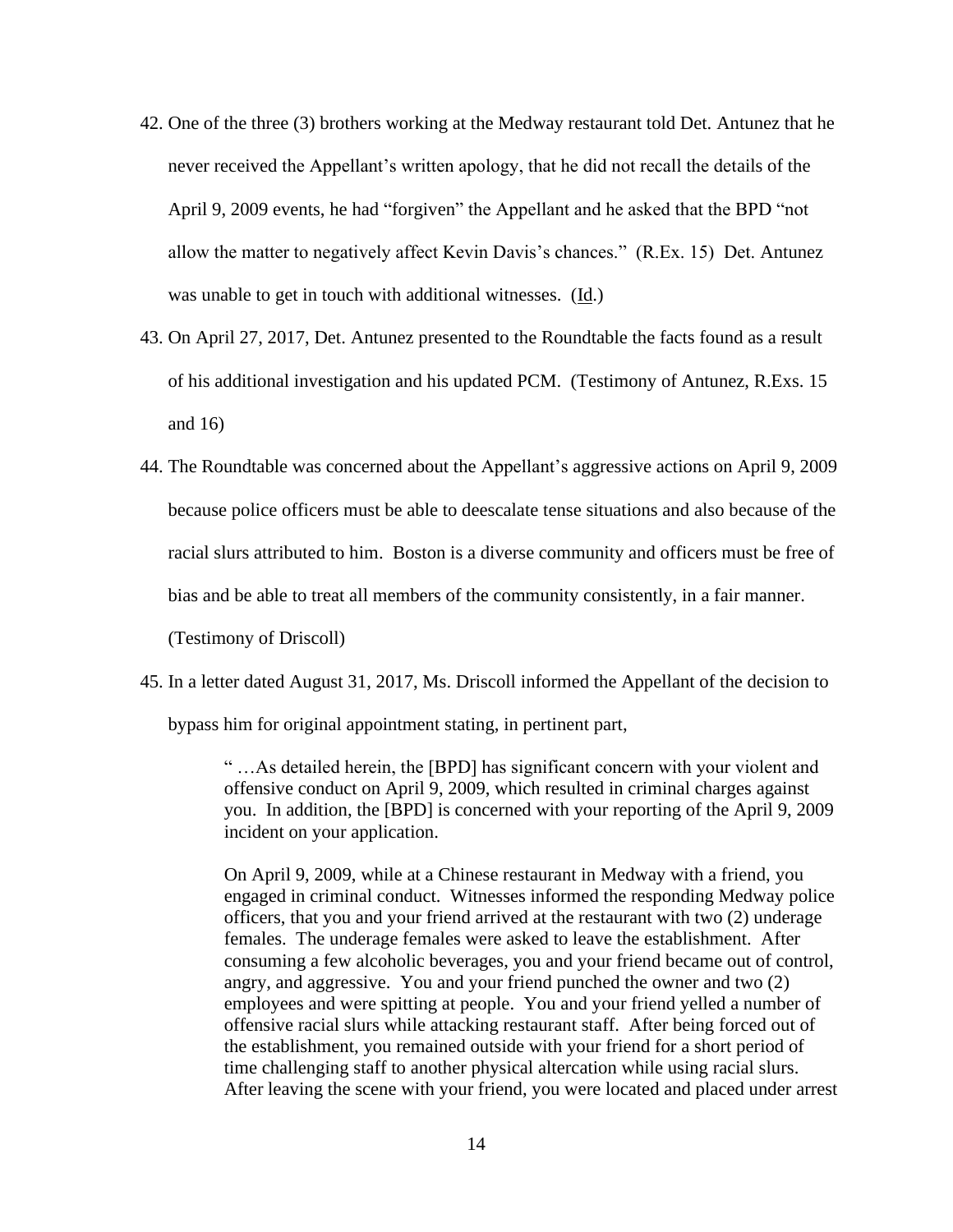42. One of the three (3) brothers working at the Medway restaurant told Det. Antunez that he never received the Appellant's written apology, that he did not recall the details of the April 9, 2009 events, he had "forgiven" the Appellant and he asked that the BPD "not allow the matter to negatively affect Kevin Davis's chances." (R.Ex. 15) Det. Antunez was unable to get in touch with additional witnesses. (Id.)

43. On April 27, 2017, Det. Antunez presented to the Roundtable the facts found as a result of his additional investigation and his updated PCM. (Testimony of Antunez, R.Exs. 15 and 16)

44. The Roundtable was concerned about the Appellant's aggressive actions on April 9, 2009 because police officers must be able to deescalate tense situations and also because of the racial slurs attributed to him. Boston is a diverse community and officers must be free of bias and be able to treat all members of the community consistently, in a fair manner. (Testimony of Driscoll)

45. In a letter dated August 31, 2017, Ms. Driscoll informed the Appellant of the decision to bypass him for original appointment stating, in pertinent part,

> " …As detailed herein, the [BPD] has significant concern with your violent and offensive conduct on April 9, 2009, which resulted in criminal charges against you. In addition, the [BPD] is concerned with your reporting of the April 9, 2009 incident on your application.
>
> On April 9, 2009, while at a Chinese restaurant in Medway with a friend, you engaged in criminal conduct. Witnesses informed the responding Medway police officers, that you and your friend arrived at the restaurant with two (2) underage females. The underage females were asked to leave the establishment. After consuming a few alcoholic beverages, you and your friend became out of control, angry, and aggressive. You and your friend punched the owner and two (2) employees and were spitting at people. You and your friend yelled a number of offensive racial slurs while attacking restaurant staff. After being forced out of the establishment, you remained outside with your friend for a short period of time challenging staff to another physical altercation while using racial slurs. After leaving the scene with your friend, you were located and placed under arrest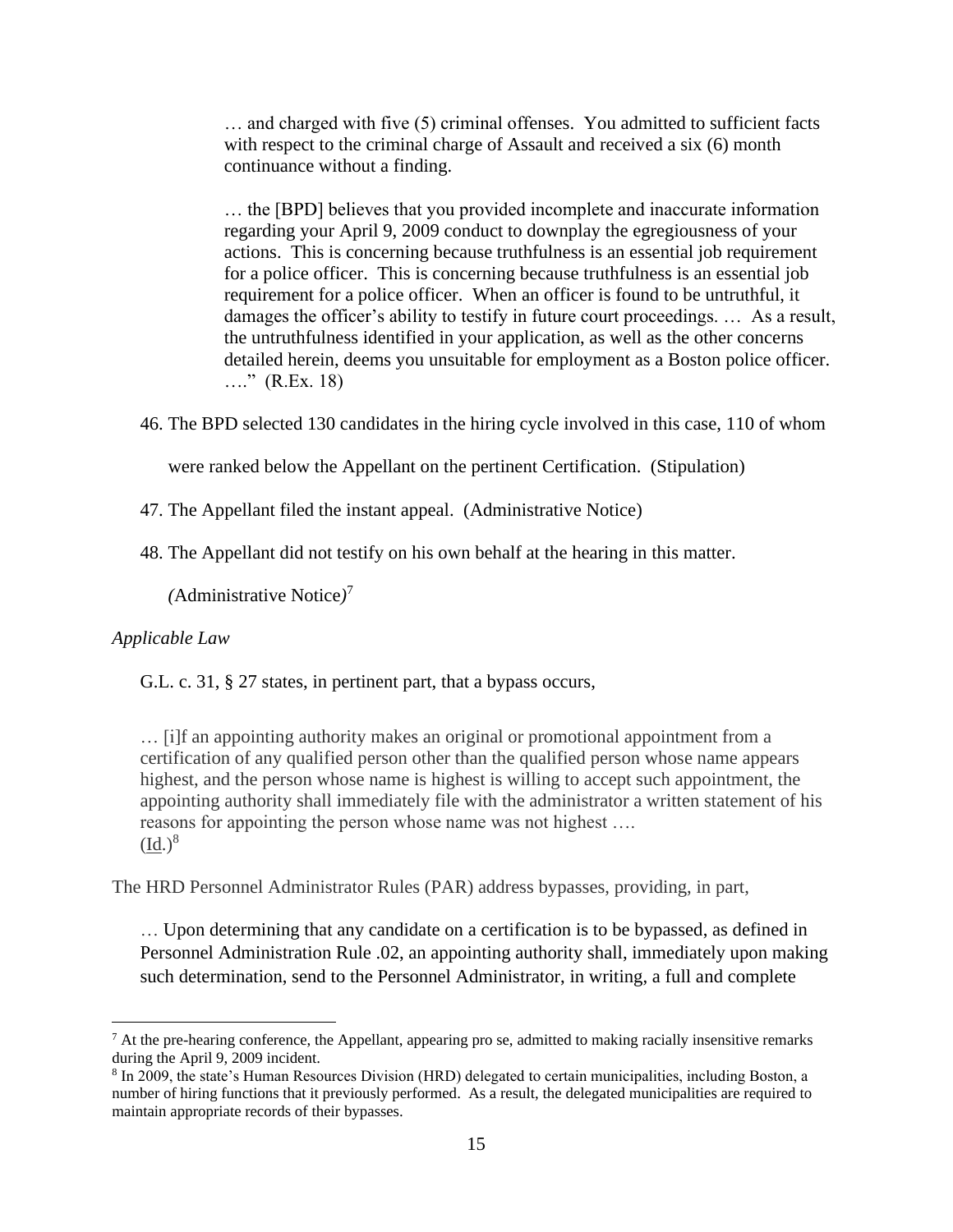> … and charged with five (5) criminal offenses. You admitted to sufficient facts with respect to the criminal charge of Assault and received a six (6) month continuance without a finding.
>
> … the [BPD] believes that you provided incomplete and inaccurate information regarding your April 9, 2009 conduct to downplay the egregiousness of your actions. This is concerning because truthfulness is an essential job requirement for a police officer. This is concerning because truthfulness is an essential job requirement for a police officer. When an officer is found to be untruthful, it damages the officer's ability to testify in future court proceedings. … As a result, the untruthfulness identified in your application, as well as the other concerns detailed herein, deems you unsuitable for employment as a Boston police officer. …." (R.Ex. 18)

46. The BPD selected 130 candidates in the hiring cycle involved in this case, 110 of whom were ranked below the Appellant on the pertinent Certification. (Stipulation)

47. The Appellant filed the instant appeal. (Administrative Notice)

48. The Appellant did not testify on his own behalf at the hearing in this matter. *(*Administrative Notice*)*[7]

*Applicable Law*

G.L. c. 31, § 27 states, in pertinent part, that a bypass occurs,

> … [i]f an appointing authority makes an original or promotional appointment from a certification of any qualified person other than the qualified person whose name appears highest, and the person whose name is highest is willing to accept such appointment, the appointing authority shall immediately file with the administrator a written statement of his reasons for appointing the person whose name was not highest ….
> (Id.)[8]

The HRD Personnel Administrator Rules (PAR) address bypasses, providing, in part,

> … Upon determining that any candidate on a certification is to be bypassed, as defined in Personnel Administration Rule .02, an appointing authority shall, immediately upon making such determination, send to the Personnel Administrator, in writing, a full and complete

---

[7] At the pre-hearing conference, the Appellant, appearing pro se, admitted to making racially insensitive remarks during the April 9, 2009 incident.

[8] In 2009, the state's Human Resources Division (HRD) delegated to certain municipalities, including Boston, a number of hiring functions that it previously performed. As a result, the delegated municipalities are required to maintain appropriate records of their bypasses.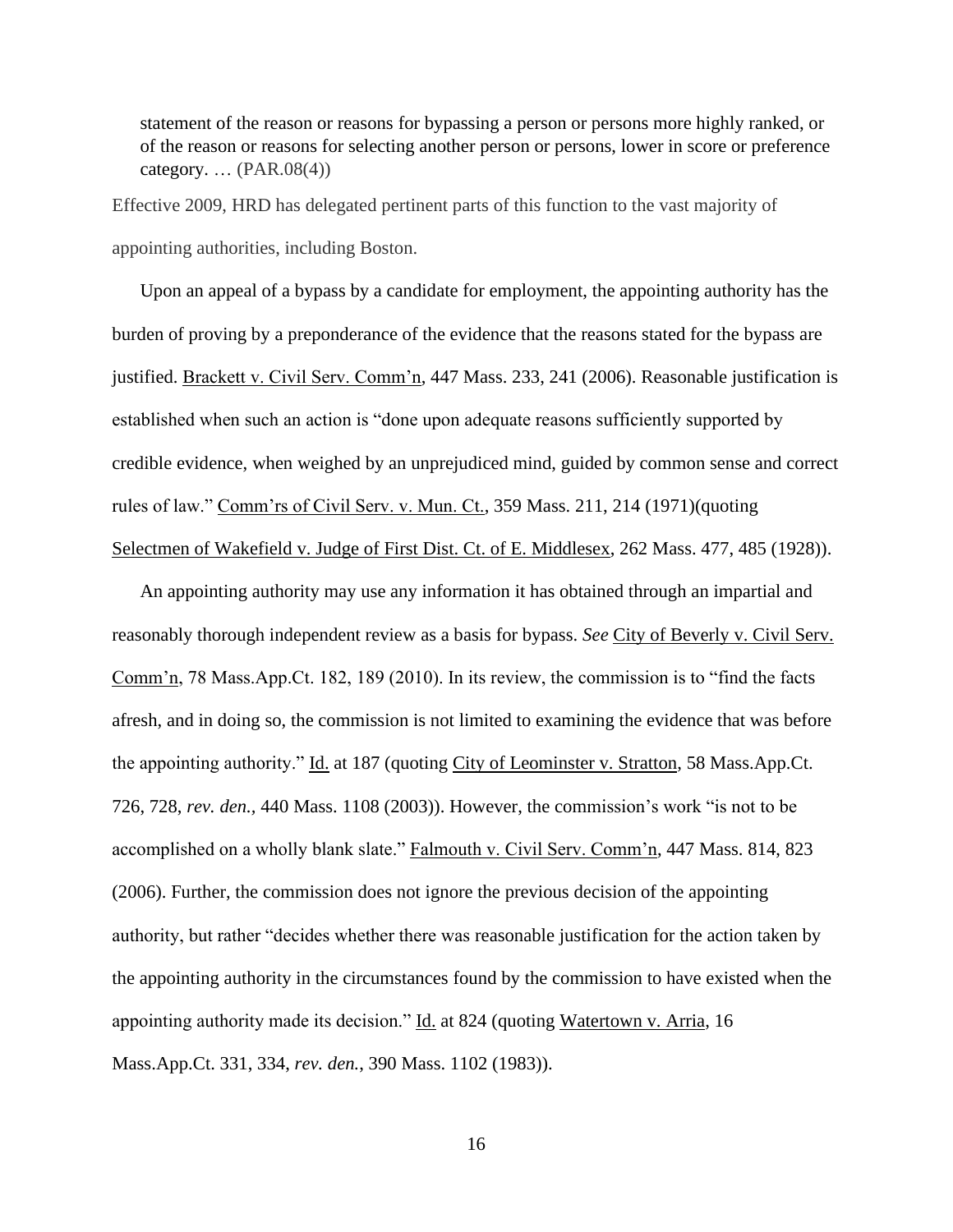> statement of the reason or reasons for bypassing a person or persons more highly ranked, or of the reason or reasons for selecting another person or persons, lower in score or preference category. … (PAR.08(4))

Effective 2009, HRD has delegated pertinent parts of this function to the vast majority of appointing authorities, including Boston.

Upon an appeal of a bypass by a candidate for employment, the appointing authority has the burden of proving by a preponderance of the evidence that the reasons stated for the bypass are justified. Brackett v. Civil Serv. Comm'n, 447 Mass. 233, 241 (2006). Reasonable justification is established when such an action is "done upon adequate reasons sufficiently supported by credible evidence, when weighed by an unprejudiced mind, guided by common sense and correct rules of law." Comm'rs of Civil Serv. v. Mun. Ct., 359 Mass. 211, 214 (1971)(quoting Selectmen of Wakefield v. Judge of First Dist. Ct. of E. Middlesex, 262 Mass. 477, 485 (1928)).

An appointing authority may use any information it has obtained through an impartial and reasonably thorough independent review as a basis for bypass. *See* City of Beverly v. Civil Serv. Comm'n, 78 Mass.App.Ct. 182, 189 (2010). In its review, the commission is to "find the facts afresh, and in doing so, the commission is not limited to examining the evidence that was before the appointing authority." Id. at 187 (quoting City of Leominster v. Stratton, 58 Mass.App.Ct. 726, 728, *rev. den.*, 440 Mass. 1108 (2003)). However, the commission's work "is not to be accomplished on a wholly blank slate." Falmouth v. Civil Serv. Comm'n, 447 Mass. 814, 823 (2006). Further, the commission does not ignore the previous decision of the appointing authority, but rather "decides whether there was reasonable justification for the action taken by the appointing authority in the circumstances found by the commission to have existed when the appointing authority made its decision." Id. at 824 (quoting Watertown v. Arria, 16 Mass.App.Ct. 331, 334, *rev. den.*, 390 Mass. 1102 (1983)).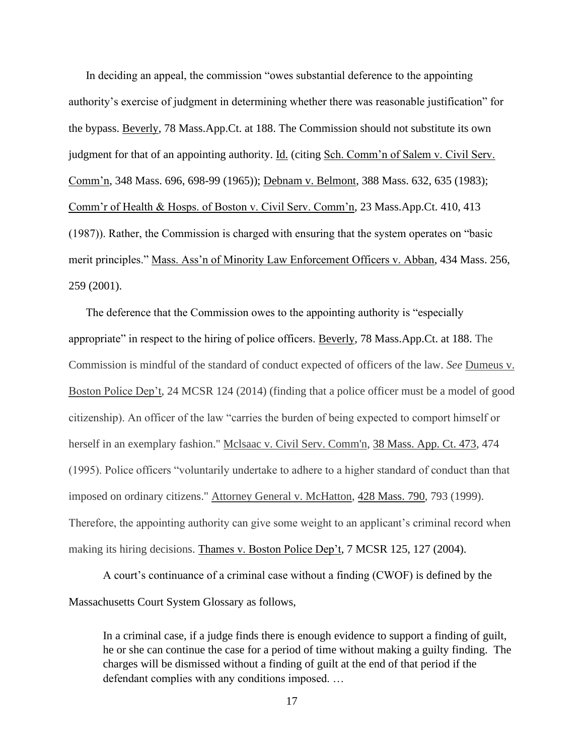In deciding an appeal, the commission "owes substantial deference to the appointing authority's exercise of judgment in determining whether there was reasonable justification" for the bypass. Beverly, 78 Mass.App.Ct. at 188. The Commission should not substitute its own judgment for that of an appointing authority. Id. (citing Sch. Comm'n of Salem v. Civil Serv. Comm'n, 348 Mass. 696, 698-99 (1965)); Debnam v. Belmont, 388 Mass. 632, 635 (1983); Comm'r of Health & Hosps. of Boston v. Civil Serv. Comm'n, 23 Mass.App.Ct. 410, 413 (1987)). Rather, the Commission is charged with ensuring that the system operates on "basic merit principles." Mass. Ass'n of Minority Law Enforcement Officers v. Abban, 434 Mass. 256, 259 (2001).

The deference that the Commission owes to the appointing authority is "especially appropriate" in respect to the hiring of police officers. Beverly, 78 Mass.App.Ct. at 188. The Commission is mindful of the standard of conduct expected of officers of the law. *See* Dumeus v. Boston Police Dep't, 24 MCSR 124 (2014) (finding that a police officer must be a model of good citizenship). An officer of the law "carries the burden of being expected to comport himself or herself in an exemplary fashion." Mclsaac v. Civil Serv. Comm'n, 38 Mass. App. Ct. 473, 474 (1995). Police officers "voluntarily undertake to adhere to a higher standard of conduct than that imposed on ordinary citizens." Attorney General v. McHatton, 428 Mass. 790, 793 (1999). Therefore, the appointing authority can give some weight to an applicant's criminal record when making its hiring decisions. Thames v. Boston Police Dep't, 7 MCSR 125, 127 (2004).

A court's continuance of a criminal case without a finding (CWOF) is defined by the Massachusetts Court System Glossary as follows,

> In a criminal case, if a judge finds there is enough evidence to support a finding of guilt, he or she can continue the case for a period of time without making a guilty finding. The charges will be dismissed without a finding of guilt at the end of that period if the defendant complies with any conditions imposed. …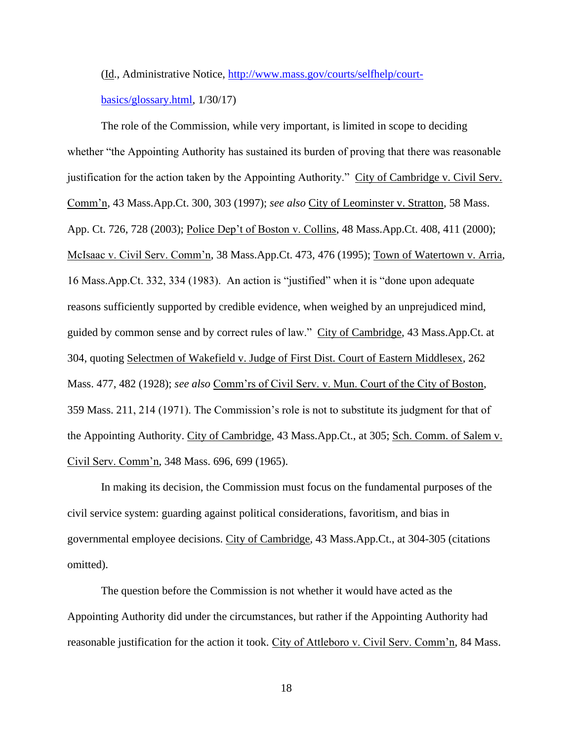(Id., Administrative Notice, http://www.mass.gov/courts/selfhelp/court-basics/glossary.html, 1/30/17)

The role of the Commission, while very important, is limited in scope to deciding whether "the Appointing Authority has sustained its burden of proving that there was reasonable justification for the action taken by the Appointing Authority." City of Cambridge v. Civil Serv. Comm'n, 43 Mass.App.Ct. 300, 303 (1997); *see also* City of Leominster v. Stratton, 58 Mass. App. Ct. 726, 728 (2003); Police Dep't of Boston v. Collins, 48 Mass.App.Ct. 408, 411 (2000); McIsaac v. Civil Serv. Comm'n, 38 Mass.App.Ct. 473, 476 (1995); Town of Watertown v. Arria, 16 Mass.App.Ct. 332, 334 (1983). An action is "justified" when it is "done upon adequate reasons sufficiently supported by credible evidence, when weighed by an unprejudiced mind, guided by common sense and by correct rules of law." City of Cambridge, 43 Mass.App.Ct. at 304, quoting Selectmen of Wakefield v. Judge of First Dist. Court of Eastern Middlesex, 262 Mass. 477, 482 (1928); *see also* Comm'rs of Civil Serv. v. Mun. Court of the City of Boston, 359 Mass. 211, 214 (1971). The Commission's role is not to substitute its judgment for that of the Appointing Authority. City of Cambridge, 43 Mass.App.Ct., at 305; Sch. Comm. of Salem v. Civil Serv. Comm'n, 348 Mass. 696, 699 (1965).

In making its decision, the Commission must focus on the fundamental purposes of the civil service system: guarding against political considerations, favoritism, and bias in governmental employee decisions. City of Cambridge, 43 Mass.App.Ct., at 304-305 (citations omitted).

The question before the Commission is not whether it would have acted as the Appointing Authority did under the circumstances, but rather if the Appointing Authority had reasonable justification for the action it took. City of Attleboro v. Civil Serv. Comm'n, 84 Mass.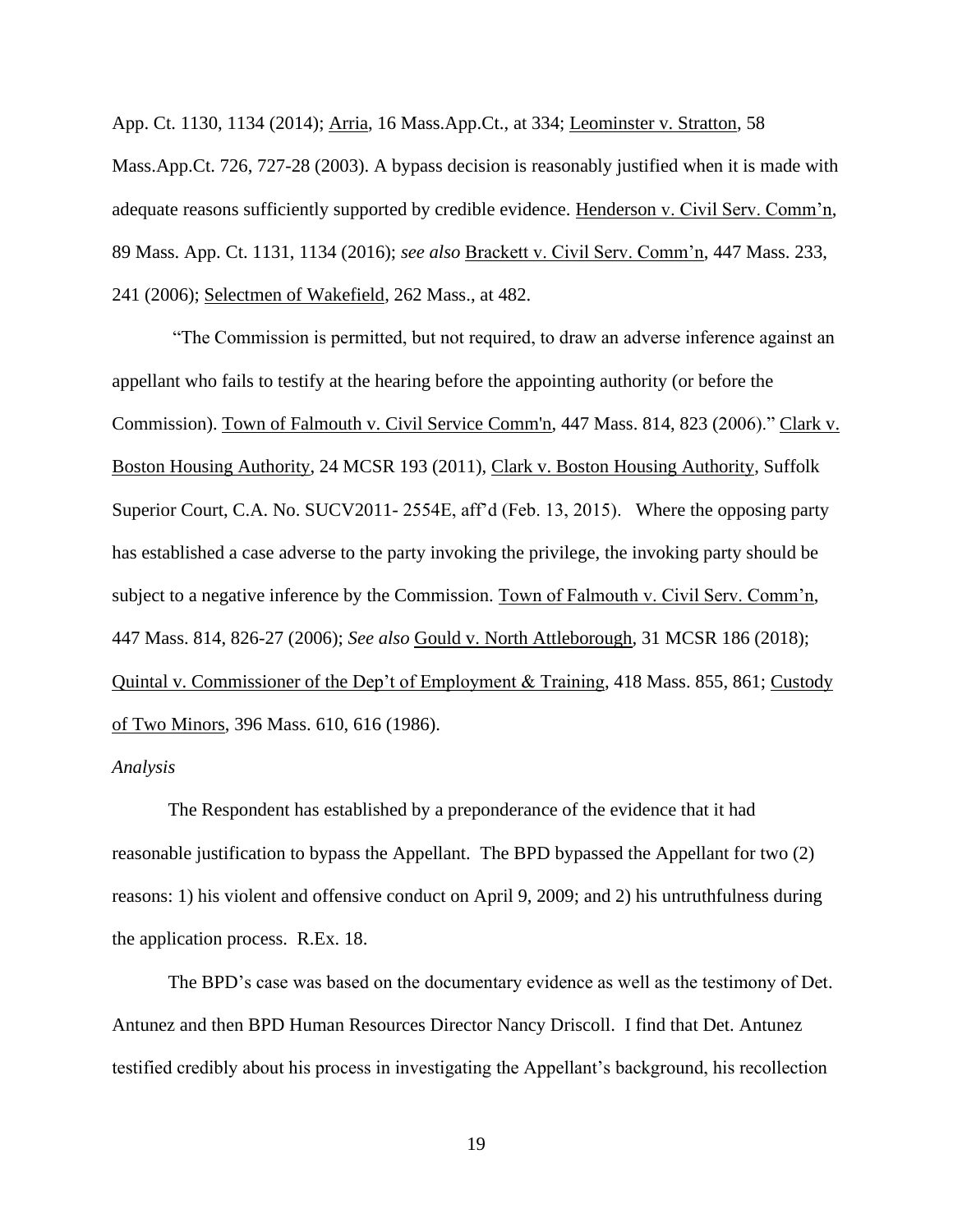App. Ct. 1130, 1134 (2014); Arria, 16 Mass.App.Ct., at 334; Leominster v. Stratton, 58 Mass.App.Ct. 726, 727-28 (2003). A bypass decision is reasonably justified when it is made with adequate reasons sufficiently supported by credible evidence. Henderson v. Civil Serv. Comm'n, 89 Mass. App. Ct. 1131, 1134 (2016); *see also* Brackett v. Civil Serv. Comm'n, 447 Mass. 233, 241 (2006); Selectmen of Wakefield, 262 Mass., at 482.

"The Commission is permitted, but not required, to draw an adverse inference against an appellant who fails to testify at the hearing before the appointing authority (or before the Commission). Town of Falmouth v. Civil Service Comm'n, 447 Mass. 814, 823 (2006)." Clark v. Boston Housing Authority, 24 MCSR 193 (2011), Clark v. Boston Housing Authority, Suffolk Superior Court, C.A. No. SUCV2011- 2554E, aff'd (Feb. 13, 2015). Where the opposing party has established a case adverse to the party invoking the privilege, the invoking party should be subject to a negative inference by the Commission. Town of Falmouth v. Civil Serv. Comm'n, 447 Mass. 814, 826-27 (2006); *See also* Gould v. North Attleborough, 31 MCSR 186 (2018); Quintal v. Commissioner of the Dep't of Employment & Training, 418 Mass. 855, 861; Custody of Two Minors, 396 Mass. 610, 616 (1986).

*Analysis*

The Respondent has established by a preponderance of the evidence that it had reasonable justification to bypass the Appellant. The BPD bypassed the Appellant for two (2) reasons: 1) his violent and offensive conduct on April 9, 2009; and 2) his untruthfulness during the application process. R.Ex. 18.

The BPD's case was based on the documentary evidence as well as the testimony of Det. Antunez and then BPD Human Resources Director Nancy Driscoll. I find that Det. Antunez testified credibly about his process in investigating the Appellant's background, his recollection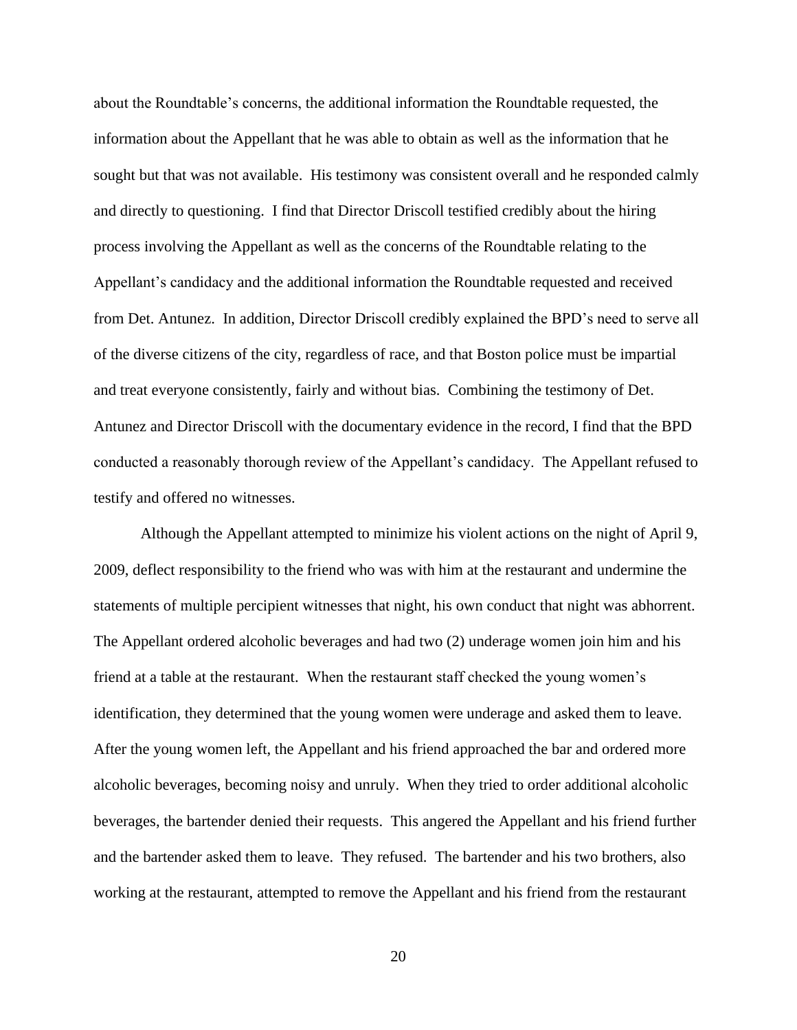about the Roundtable's concerns, the additional information the Roundtable requested, the information about the Appellant that he was able to obtain as well as the information that he sought but that was not available. His testimony was consistent overall and he responded calmly and directly to questioning. I find that Director Driscoll testified credibly about the hiring process involving the Appellant as well as the concerns of the Roundtable relating to the Appellant's candidacy and the additional information the Roundtable requested and received from Det. Antunez. In addition, Director Driscoll credibly explained the BPD's need to serve all of the diverse citizens of the city, regardless of race, and that Boston police must be impartial and treat everyone consistently, fairly and without bias. Combining the testimony of Det. Antunez and Director Driscoll with the documentary evidence in the record, I find that the BPD conducted a reasonably thorough review of the Appellant's candidacy. The Appellant refused to testify and offered no witnesses.

Although the Appellant attempted to minimize his violent actions on the night of April 9, 2009, deflect responsibility to the friend who was with him at the restaurant and undermine the statements of multiple percipient witnesses that night, his own conduct that night was abhorrent. The Appellant ordered alcoholic beverages and had two (2) underage women join him and his friend at a table at the restaurant. When the restaurant staff checked the young women's identification, they determined that the young women were underage and asked them to leave. After the young women left, the Appellant and his friend approached the bar and ordered more alcoholic beverages, becoming noisy and unruly. When they tried to order additional alcoholic beverages, the bartender denied their requests. This angered the Appellant and his friend further and the bartender asked them to leave. They refused. The bartender and his two brothers, also working at the restaurant, attempted to remove the Appellant and his friend from the restaurant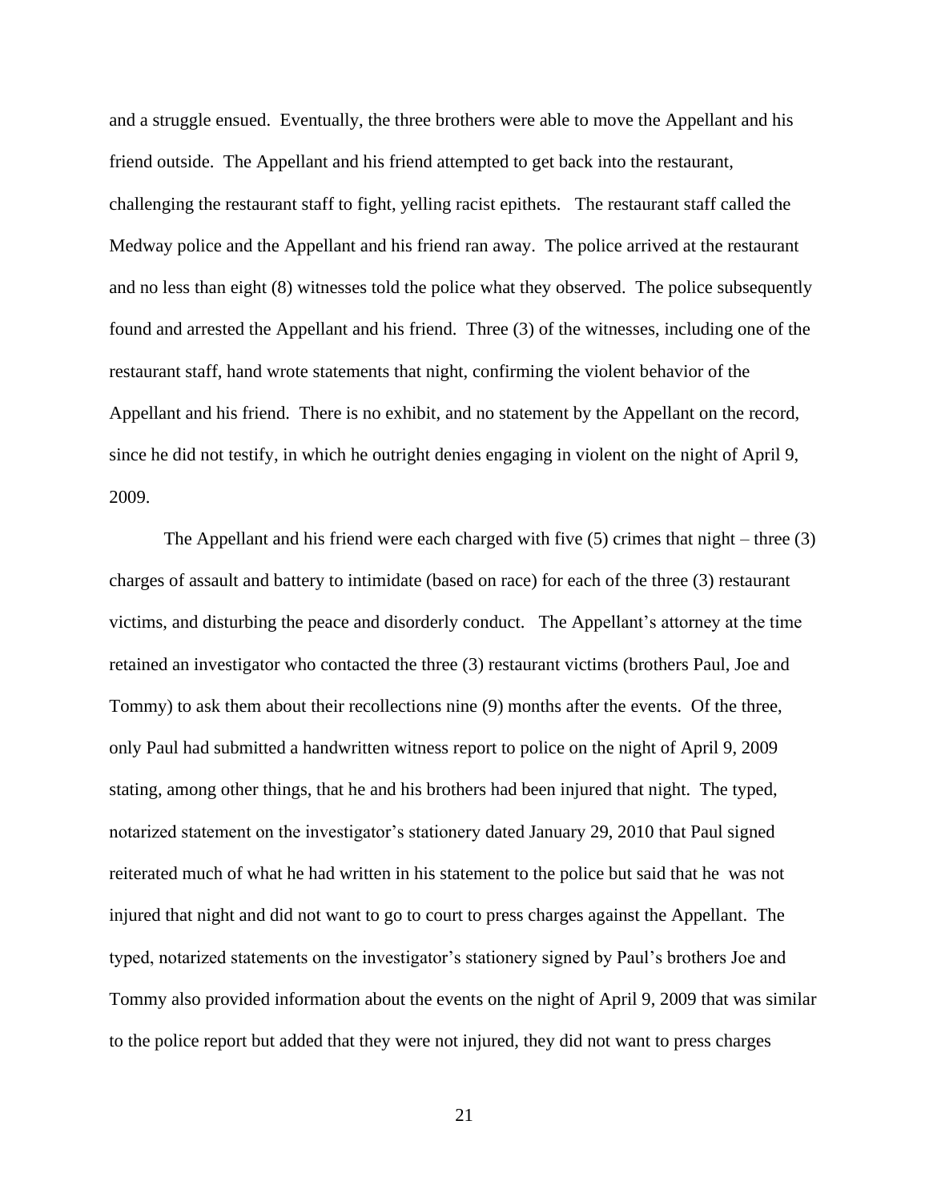and a struggle ensued. Eventually, the three brothers were able to move the Appellant and his friend outside. The Appellant and his friend attempted to get back into the restaurant, challenging the restaurant staff to fight, yelling racist epithets. The restaurant staff called the Medway police and the Appellant and his friend ran away. The police arrived at the restaurant and no less than eight (8) witnesses told the police what they observed. The police subsequently found and arrested the Appellant and his friend. Three (3) of the witnesses, including one of the restaurant staff, hand wrote statements that night, confirming the violent behavior of the Appellant and his friend. There is no exhibit, and no statement by the Appellant on the record, since he did not testify, in which he outright denies engaging in violent on the night of April 9, 2009.

The Appellant and his friend were each charged with five (5) crimes that night – three (3) charges of assault and battery to intimidate (based on race) for each of the three (3) restaurant victims, and disturbing the peace and disorderly conduct. The Appellant's attorney at the time retained an investigator who contacted the three (3) restaurant victims (brothers Paul, Joe and Tommy) to ask them about their recollections nine (9) months after the events. Of the three, only Paul had submitted a handwritten witness report to police on the night of April 9, 2009 stating, among other things, that he and his brothers had been injured that night. The typed, notarized statement on the investigator's stationery dated January 29, 2010 that Paul signed reiterated much of what he had written in his statement to the police but said that he was not injured that night and did not want to go to court to press charges against the Appellant. The typed, notarized statements on the investigator's stationery signed by Paul's brothers Joe and Tommy also provided information about the events on the night of April 9, 2009 that was similar to the police report but added that they were not injured, they did not want to press charges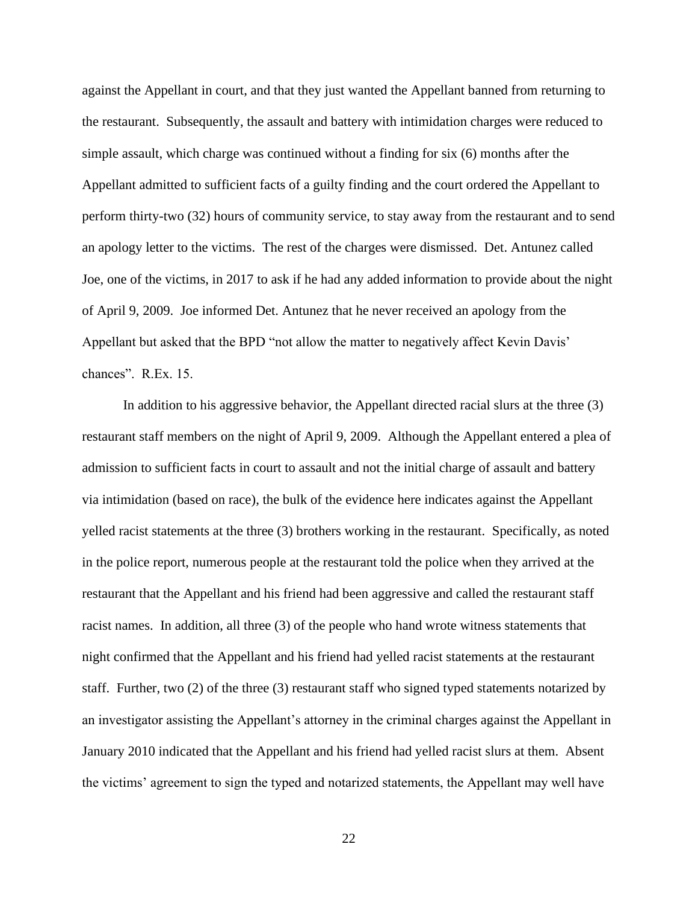against the Appellant in court, and that they just wanted the Appellant banned from returning to the restaurant. Subsequently, the assault and battery with intimidation charges were reduced to simple assault, which charge was continued without a finding for six (6) months after the Appellant admitted to sufficient facts of a guilty finding and the court ordered the Appellant to perform thirty-two (32) hours of community service, to stay away from the restaurant and to send an apology letter to the victims. The rest of the charges were dismissed. Det. Antunez called Joe, one of the victims, in 2017 to ask if he had any added information to provide about the night of April 9, 2009. Joe informed Det. Antunez that he never received an apology from the Appellant but asked that the BPD "not allow the matter to negatively affect Kevin Davis' chances". R.Ex. 15.

In addition to his aggressive behavior, the Appellant directed racial slurs at the three (3) restaurant staff members on the night of April 9, 2009. Although the Appellant entered a plea of admission to sufficient facts in court to assault and not the initial charge of assault and battery via intimidation (based on race), the bulk of the evidence here indicates against the Appellant yelled racist statements at the three (3) brothers working in the restaurant. Specifically, as noted in the police report, numerous people at the restaurant told the police when they arrived at the restaurant that the Appellant and his friend had been aggressive and called the restaurant staff racist names. In addition, all three (3) of the people who hand wrote witness statements that night confirmed that the Appellant and his friend had yelled racist statements at the restaurant staff. Further, two (2) of the three (3) restaurant staff who signed typed statements notarized by an investigator assisting the Appellant's attorney in the criminal charges against the Appellant in January 2010 indicated that the Appellant and his friend had yelled racist slurs at them. Absent the victims' agreement to sign the typed and notarized statements, the Appellant may well have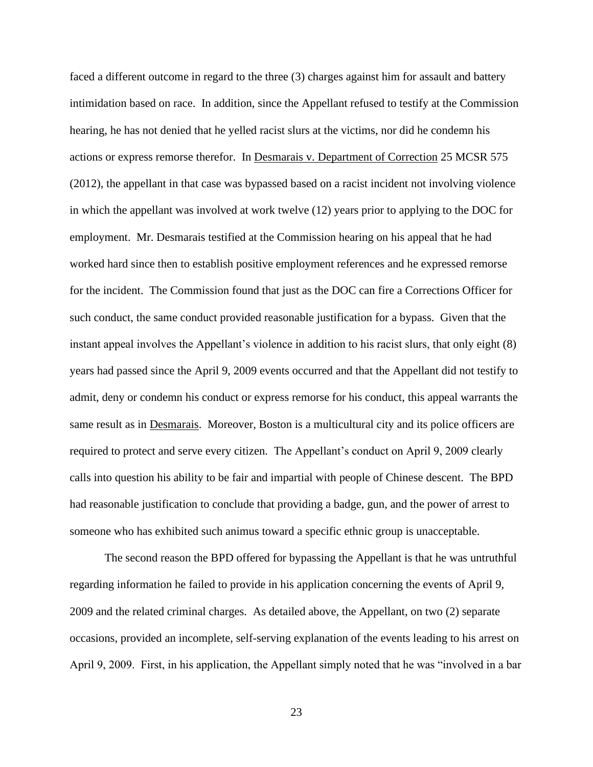faced a different outcome in regard to the three (3) charges against him for assault and battery intimidation based on race. In addition, since the Appellant refused to testify at the Commission hearing, he has not denied that he yelled racist slurs at the victims, nor did he condemn his actions or express remorse therefor. In Desmarais v. Department of Correction 25 MCSR 575 (2012), the appellant in that case was bypassed based on a racist incident not involving violence in which the appellant was involved at work twelve (12) years prior to applying to the DOC for employment. Mr. Desmarais testified at the Commission hearing on his appeal that he had worked hard since then to establish positive employment references and he expressed remorse for the incident. The Commission found that just as the DOC can fire a Corrections Officer for such conduct, the same conduct provided reasonable justification for a bypass. Given that the instant appeal involves the Appellant's violence in addition to his racist slurs, that only eight (8) years had passed since the April 9, 2009 events occurred and that the Appellant did not testify to admit, deny or condemn his conduct or express remorse for his conduct, this appeal warrants the same result as in Desmarais. Moreover, Boston is a multicultural city and its police officers are required to protect and serve every citizen. The Appellant's conduct on April 9, 2009 clearly calls into question his ability to be fair and impartial with people of Chinese descent. The BPD had reasonable justification to conclude that providing a badge, gun, and the power of arrest to someone who has exhibited such animus toward a specific ethnic group is unacceptable.

The second reason the BPD offered for bypassing the Appellant is that he was untruthful regarding information he failed to provide in his application concerning the events of April 9, 2009 and the related criminal charges. As detailed above, the Appellant, on two (2) separate occasions, provided an incomplete, self-serving explanation of the events leading to his arrest on April 9, 2009. First, in his application, the Appellant simply noted that he was "involved in a bar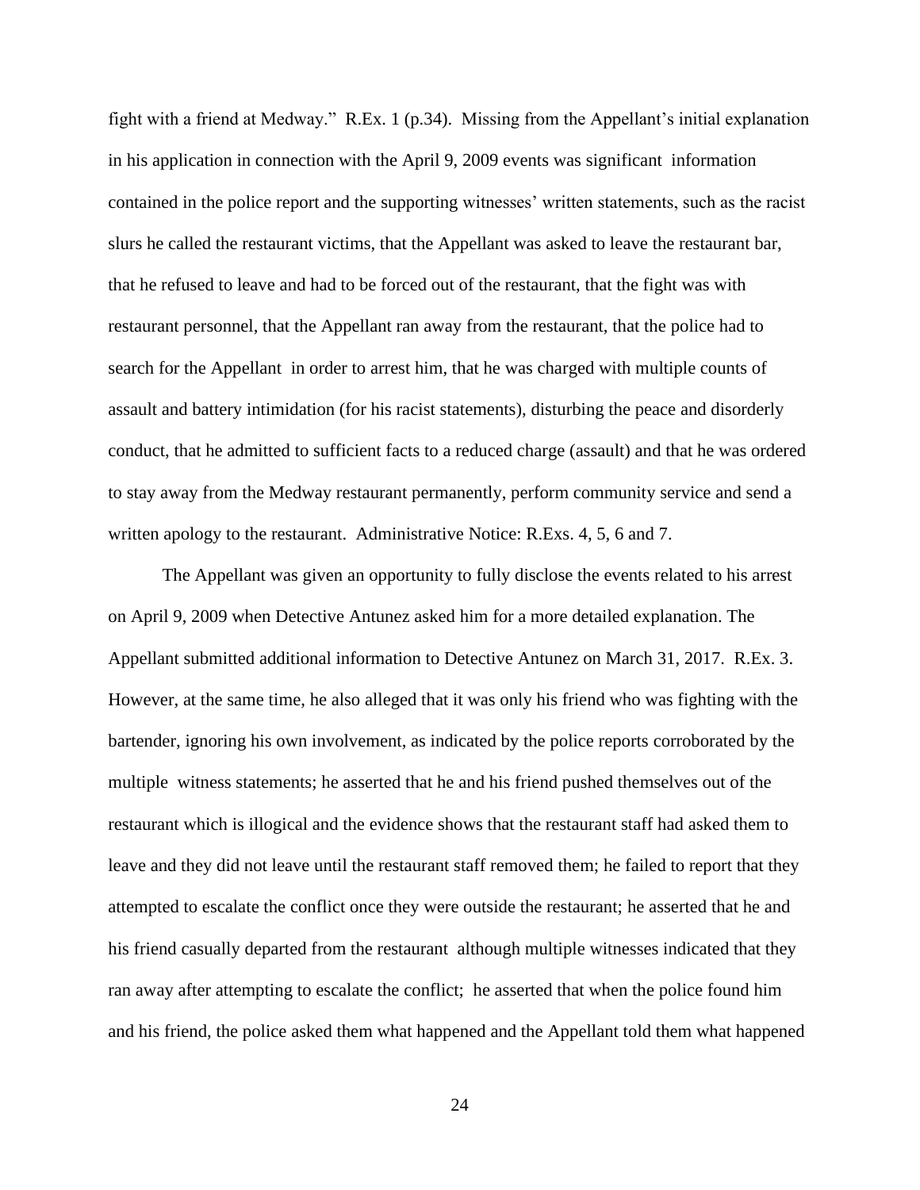fight with a friend at Medway." R.Ex. 1 (p.34). Missing from the Appellant's initial explanation in his application in connection with the April 9, 2009 events was significant information contained in the police report and the supporting witnesses' written statements, such as the racist slurs he called the restaurant victims, that the Appellant was asked to leave the restaurant bar, that he refused to leave and had to be forced out of the restaurant, that the fight was with restaurant personnel, that the Appellant ran away from the restaurant, that the police had to search for the Appellant in order to arrest him, that he was charged with multiple counts of assault and battery intimidation (for his racist statements), disturbing the peace and disorderly conduct, that he admitted to sufficient facts to a reduced charge (assault) and that he was ordered to stay away from the Medway restaurant permanently, perform community service and send a written apology to the restaurant. Administrative Notice: R.Exs. 4, 5, 6 and 7.

The Appellant was given an opportunity to fully disclose the events related to his arrest on April 9, 2009 when Detective Antunez asked him for a more detailed explanation. The Appellant submitted additional information to Detective Antunez on March 31, 2017. R.Ex. 3. However, at the same time, he also alleged that it was only his friend who was fighting with the bartender, ignoring his own involvement, as indicated by the police reports corroborated by the multiple witness statements; he asserted that he and his friend pushed themselves out of the restaurant which is illogical and the evidence shows that the restaurant staff had asked them to leave and they did not leave until the restaurant staff removed them; he failed to report that they attempted to escalate the conflict once they were outside the restaurant; he asserted that he and his friend casually departed from the restaurant although multiple witnesses indicated that they ran away after attempting to escalate the conflict; he asserted that when the police found him and his friend, the police asked them what happened and the Appellant told them what happened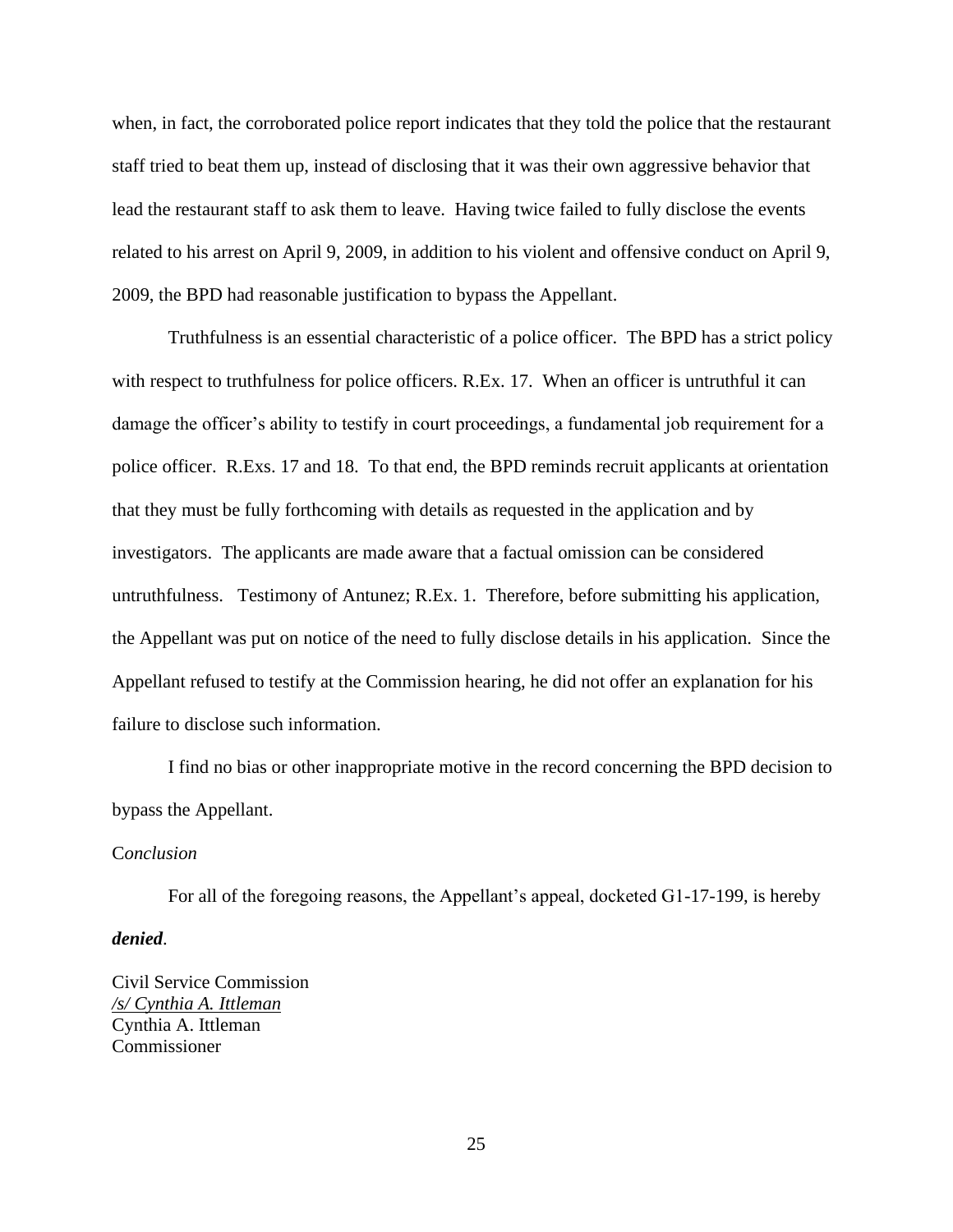when, in fact, the corroborated police report indicates that they told the police that the restaurant staff tried to beat them up, instead of disclosing that it was their own aggressive behavior that lead the restaurant staff to ask them to leave. Having twice failed to fully disclose the events related to his arrest on April 9, 2009, in addition to his violent and offensive conduct on April 9, 2009, the BPD had reasonable justification to bypass the Appellant.

Truthfulness is an essential characteristic of a police officer. The BPD has a strict policy with respect to truthfulness for police officers. R.Ex. 17. When an officer is untruthful it can damage the officer's ability to testify in court proceedings, a fundamental job requirement for a police officer. R.Exs. 17 and 18. To that end, the BPD reminds recruit applicants at orientation that they must be fully forthcoming with details as requested in the application and by investigators. The applicants are made aware that a factual omission can be considered untruthfulness. Testimony of Antunez; R.Ex. 1. Therefore, before submitting his application, the Appellant was put on notice of the need to fully disclose details in his application. Since the Appellant refused to testify at the Commission hearing, he did not offer an explanation for his failure to disclose such information.

I find no bias or other inappropriate motive in the record concerning the BPD decision to bypass the Appellant.

C*onclusion*

For all of the foregoing reasons, the Appellant's appeal, docketed G1-17-199, is hereby ***denied***.

Civil Service Commission
*/s/ Cynthia A. Ittleman*
Cynthia A. Ittleman
Commissioner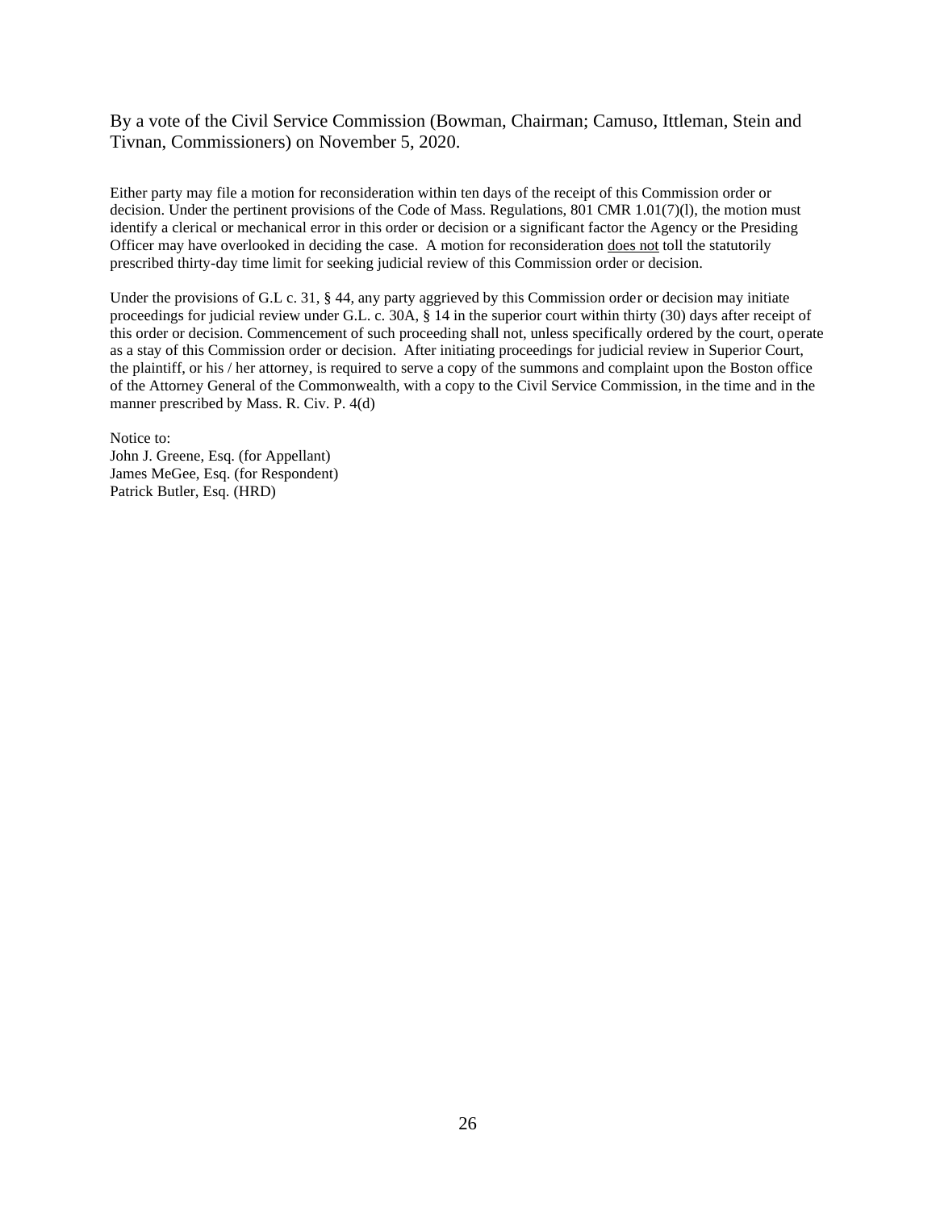By a vote of the Civil Service Commission (Bowman, Chairman; Camuso, Ittleman, Stein and Tivnan, Commissioners) on November 5, 2020.

Either party may file a motion for reconsideration within ten days of the receipt of this Commission order or decision. Under the pertinent provisions of the Code of Mass. Regulations, 801 CMR 1.01(7)(l), the motion must identify a clerical or mechanical error in this order or decision or a significant factor the Agency or the Presiding Officer may have overlooked in deciding the case. A motion for reconsideration does not toll the statutorily prescribed thirty-day time limit for seeking judicial review of this Commission order or decision.

Under the provisions of G.L c. 31, § 44, any party aggrieved by this Commission order or decision may initiate proceedings for judicial review under G.L. c. 30A, § 14 in the superior court within thirty (30) days after receipt of this order or decision. Commencement of such proceeding shall not, unless specifically ordered by the court, operate as a stay of this Commission order or decision. After initiating proceedings for judicial review in Superior Court, the plaintiff, or his / her attorney, is required to serve a copy of the summons and complaint upon the Boston office of the Attorney General of the Commonwealth, with a copy to the Civil Service Commission, in the time and in the manner prescribed by Mass. R. Civ. P. 4(d)

Notice to:
John J. Greene, Esq. (for Appellant)
James MeGee, Esq. (for Respondent)
Patrick Butler, Esq. (HRD)